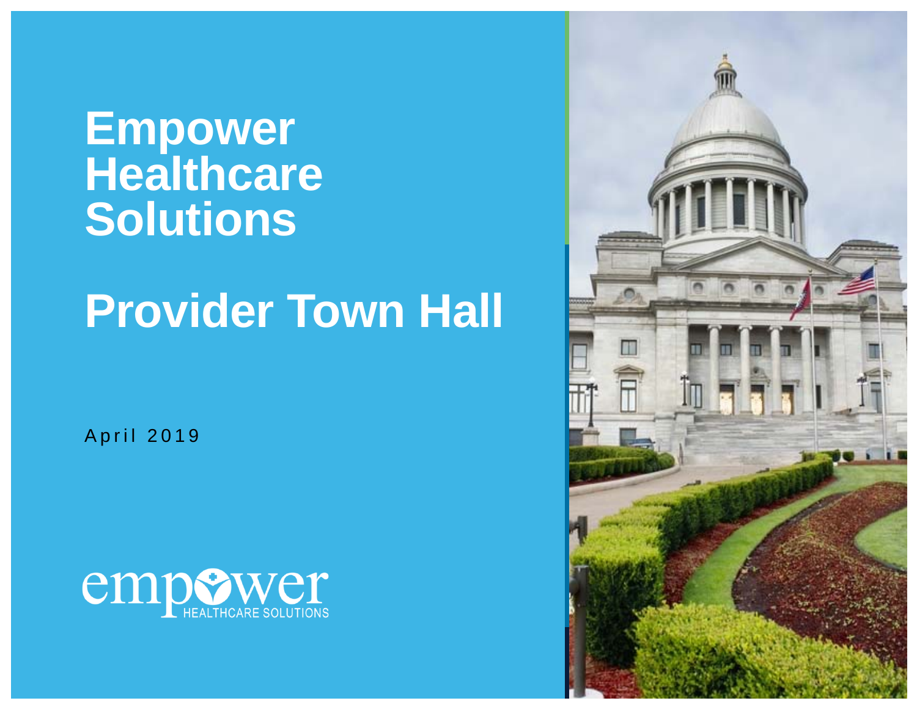# Empower Healthcare Solutions

# Provider Town Hall

April 2019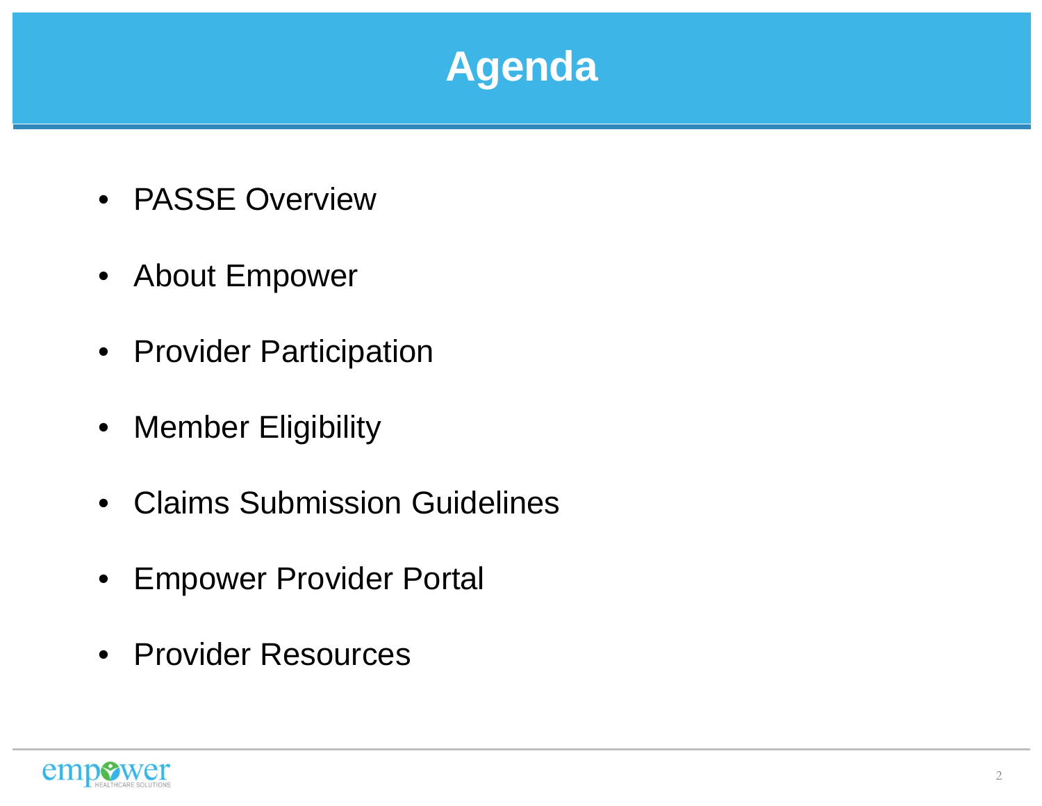# Agenda

- PASSE Overview
- About Empower
- Provider Participation
- Member Eligibility
- Claims Submission Guidelines
- Empower Provider Portal
- Provider Resources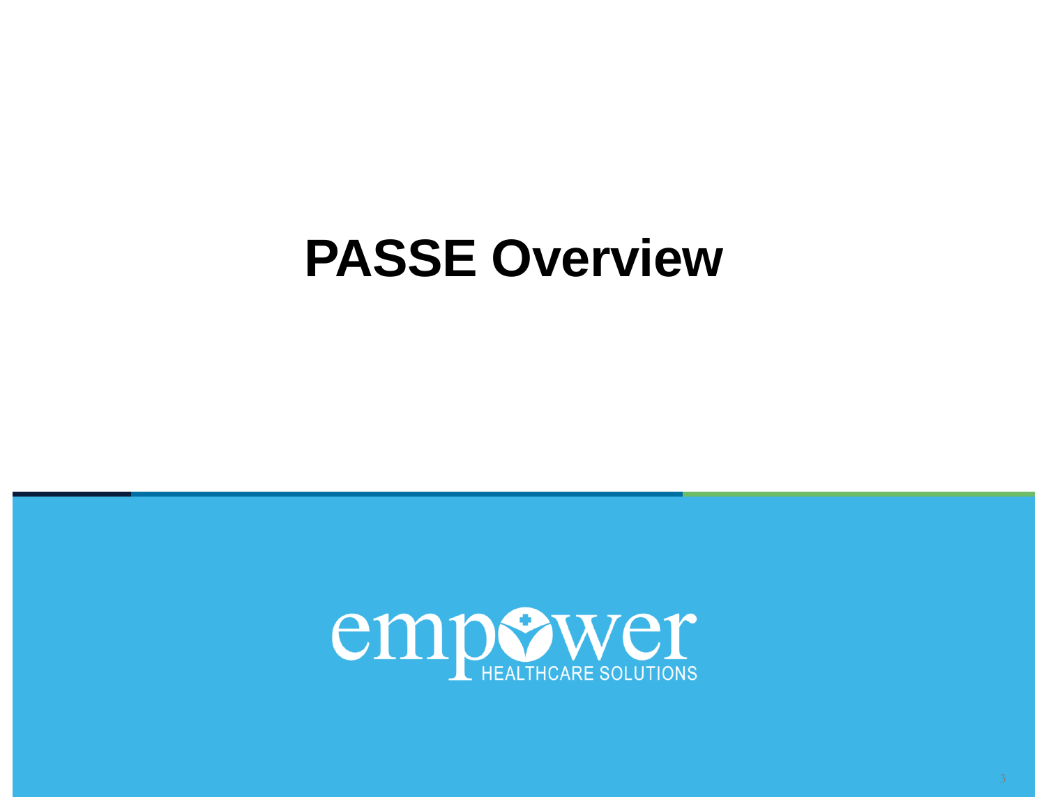# PASSE Overview

empower HEALTHCARE SOLUTIONS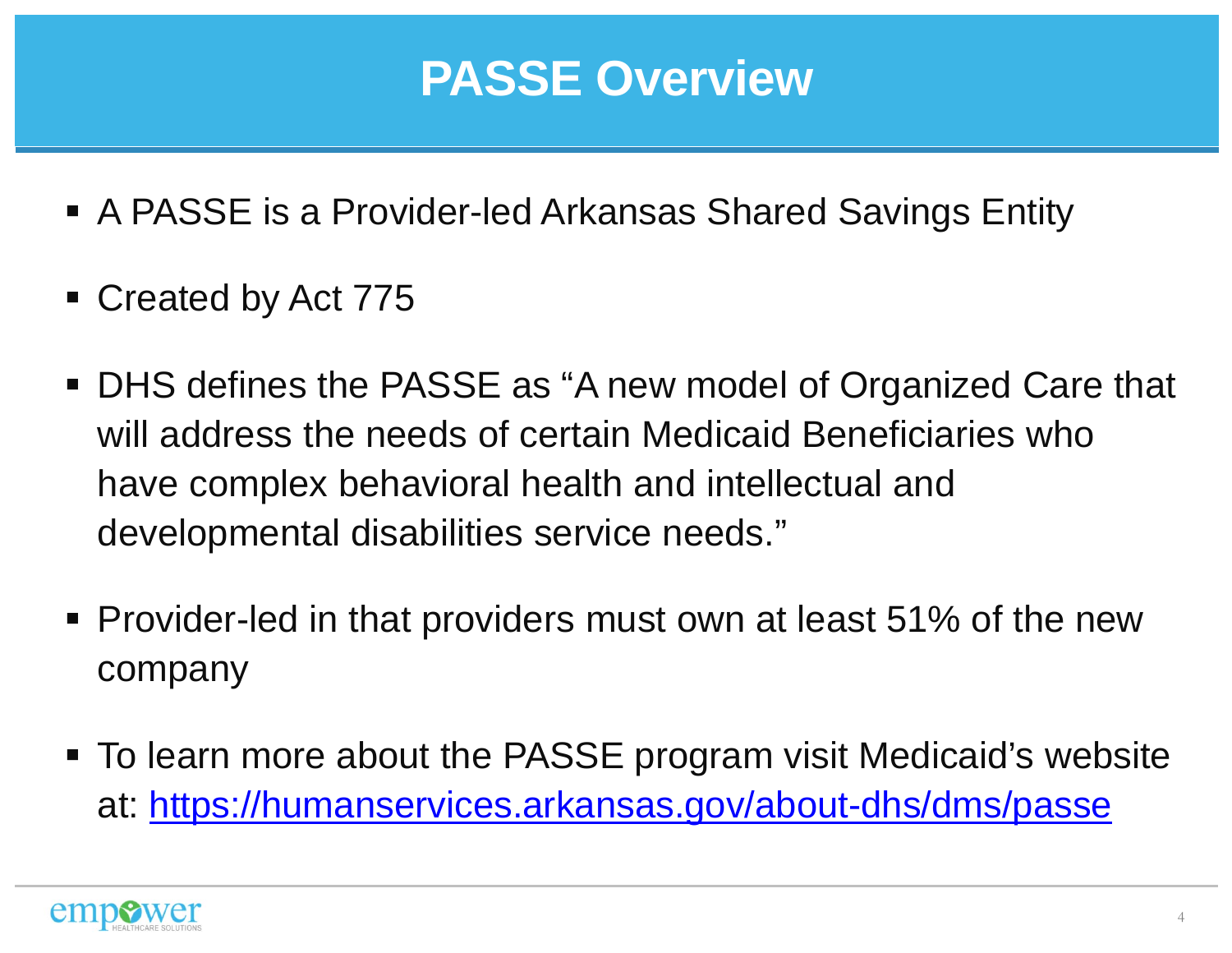# PASSE Overview

- A PASSE is a Provider-led Arkansas Shared Savings Entity
- Created by Act 775
- DHS defines the PASSE as “A new model of Organized Care that will address the needs of certain Medicaid Beneficiaries who have complex behavioral health and intellectual and developmental disabilities service needs.”
- Provider-led in that providers must own at least 51% of the new company
- To learn more about the PASSE program visit Medicaid’s website at: [https://humanservices.arkansas.gov/about-dhs/dms/passe](https://humanservices.arkansas.gov/about-dhs/dms/passe)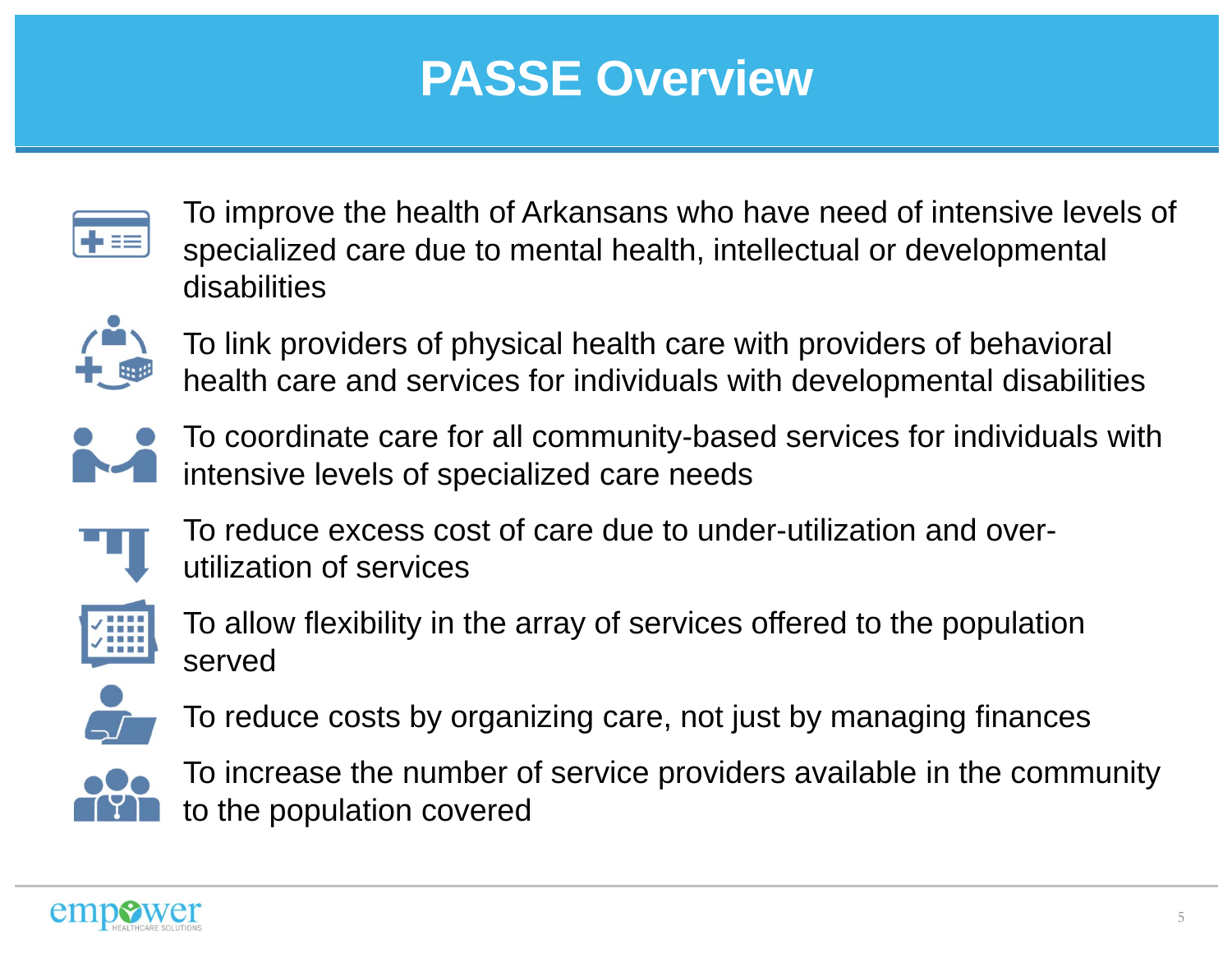# PASSE Overview

- To improve the health of Arkansans who have need of intensive levels of specialized care due to mental health, intellectual or developmental disabilities
- To link providers of physical health care with providers of behavioral health care and services for individuals with developmental disabilities
- To coordinate care for all community-based services for individuals with intensive levels of specialized care needs
- To reduce excess cost of care due to under-utilization and over-utilization of services
- To allow flexibility in the array of services offered to the population served
- To reduce costs by organizing care, not just by managing finances
- To increase the number of service providers available in the community to the population covered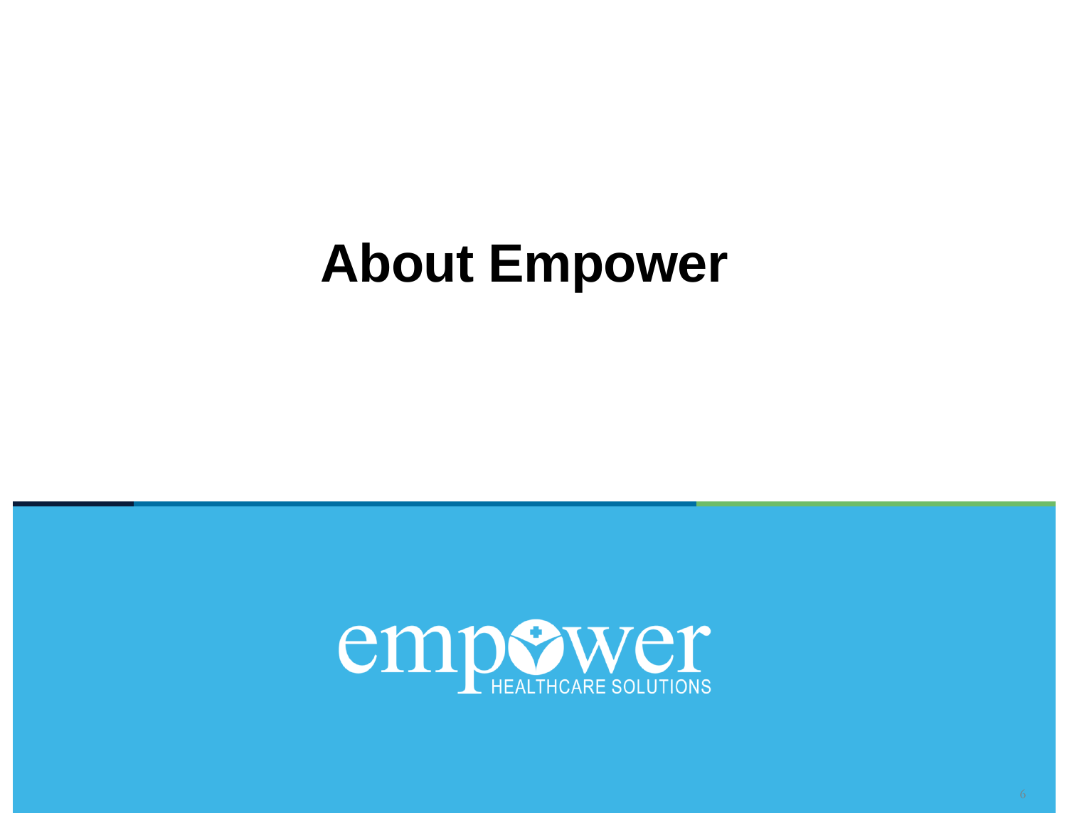# About Empower

empower HEALTHCARE SOLUTIONS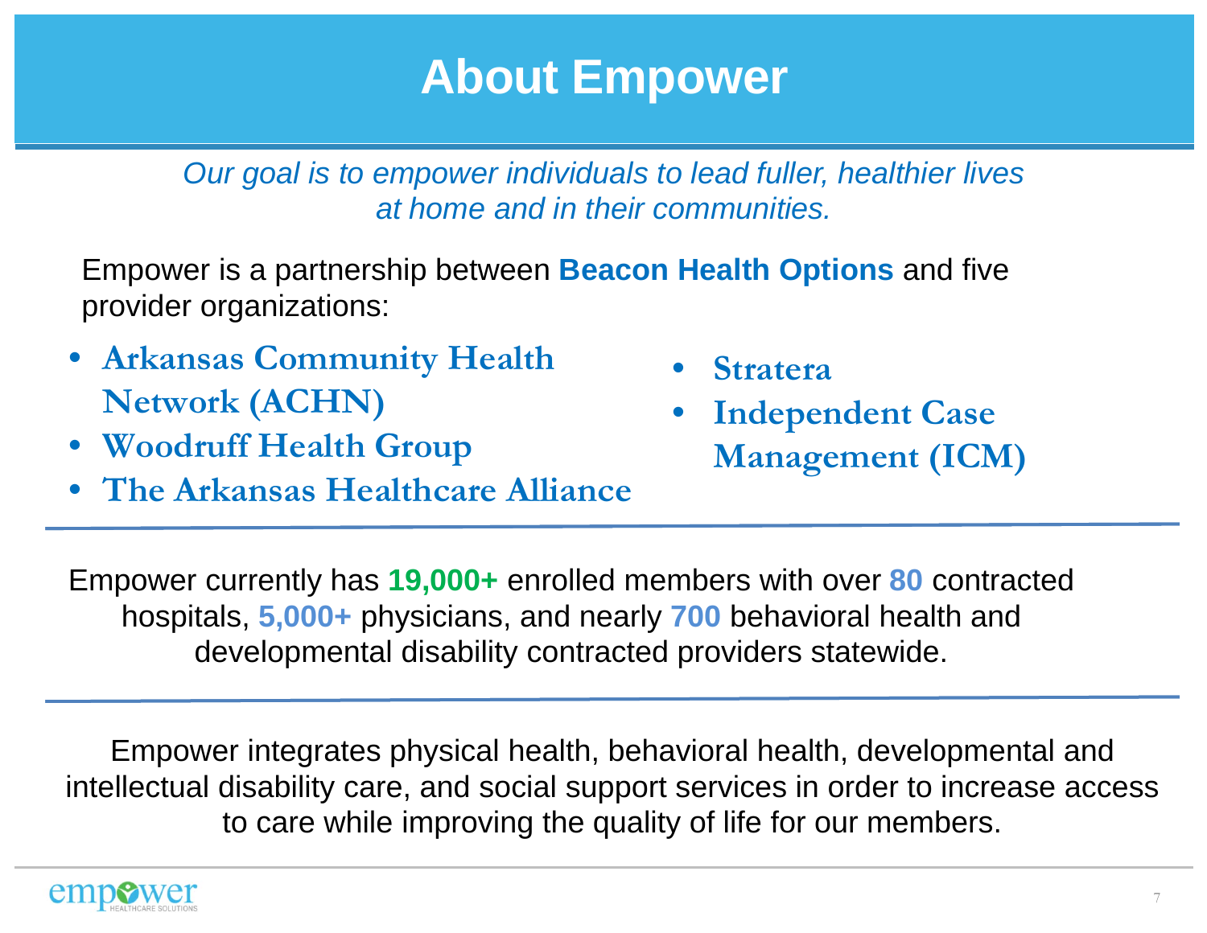# About Empower

*Our goal is to empower individuals to lead fuller, healthier lives at home and in their communities.*

Empower is a partnership between **Beacon Health Options** and five provider organizations:

- **Arkansas Community Health Network (ACHN)**
- **Woodruff Health Group**
- **The Arkansas Healthcare Alliance**
- **Stratera**
- **Independent Case Management (ICM)**

---

Empower currently has **19,000+** enrolled members with over **80** contracted hospitals, **5,000+** physicians, and nearly **700** behavioral health and developmental disability contracted providers statewide.

---

Empower integrates physical health, behavioral health, developmental and intellectual disability care, and social support services in order to increase access to care while improving the quality of life for our members.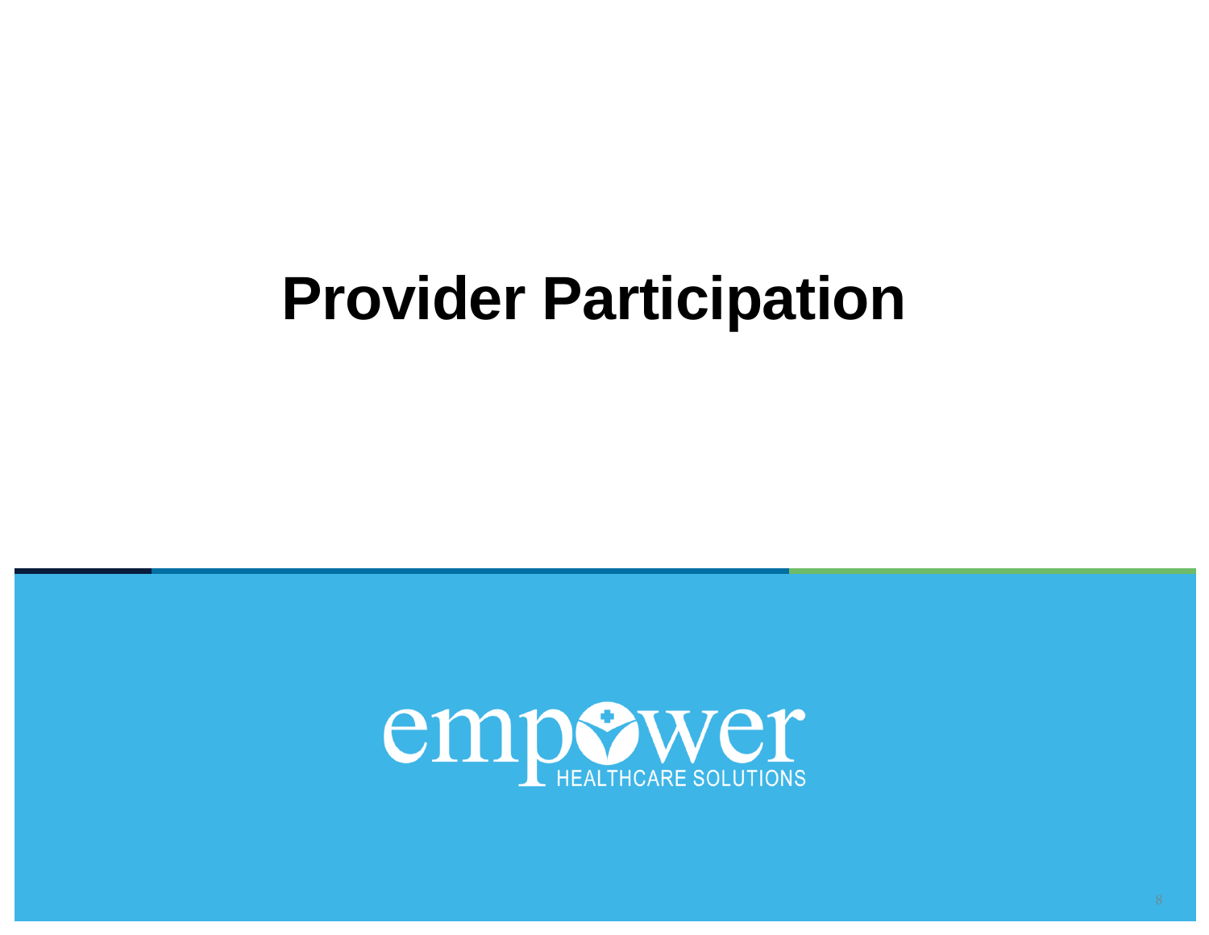# Provider Participation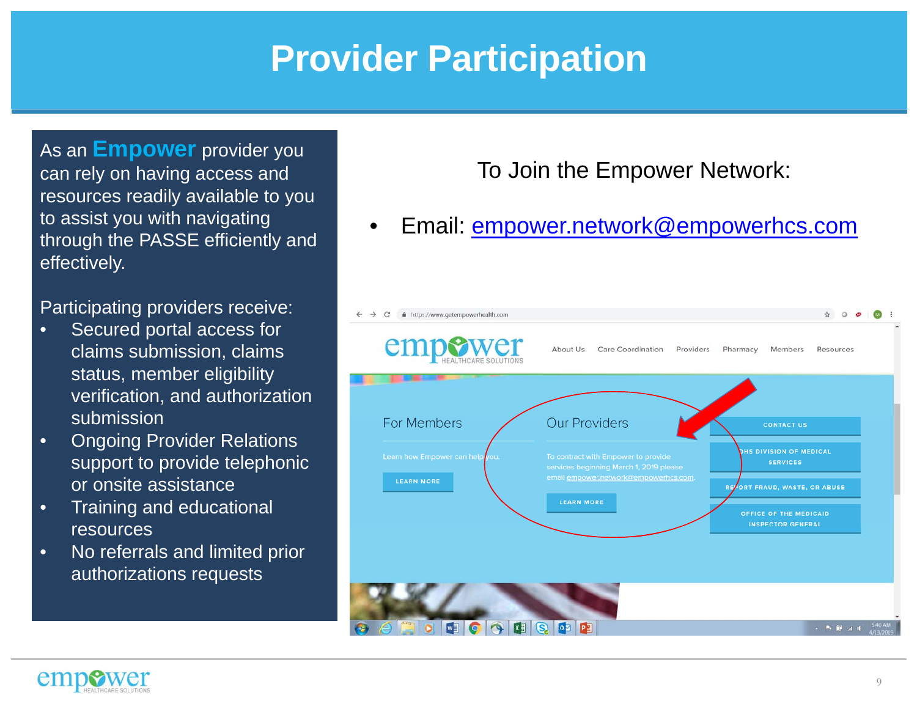# Provider Participation

As an **Empower** provider you can rely on having access and resources readily available to you to assist you with navigating through the PASSE efficiently and effectively.

Participating providers receive:

- Secured portal access for claims submission, claims status, member eligibility verification, and authorization submission
- Ongoing Provider Relations support to provide telephonic or onsite assistance
- Training and educational resources
- No referrals and limited prior authorizations requests

To Join the Empower Network:

- Email: empower.network@empowerhcs.com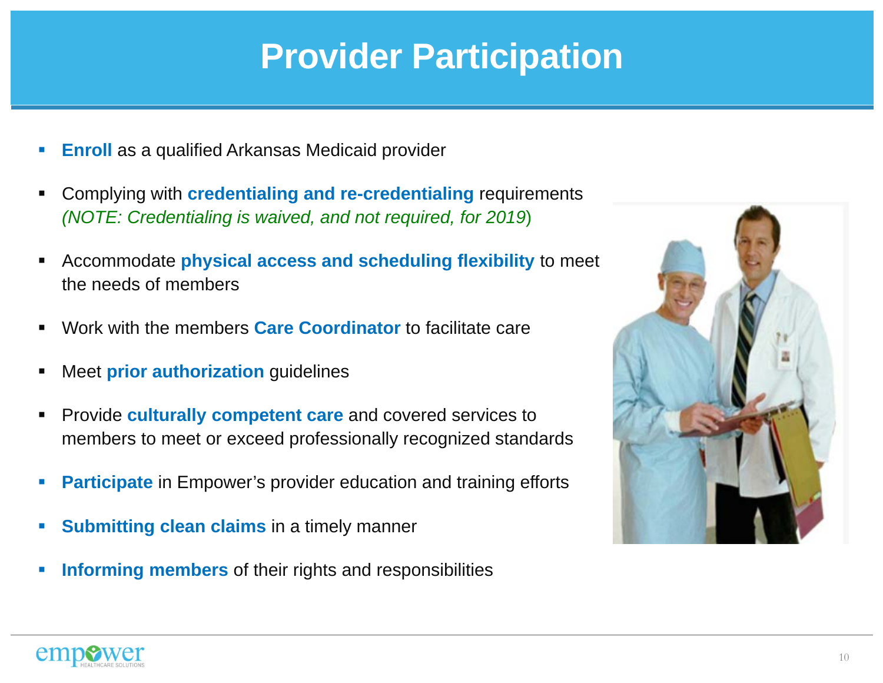# Provider Participation

- **Enroll** as a qualified Arkansas Medicaid provider
- Complying with **credentialing and re-credentialing** requirements *(NOTE: Credentialing is waived, and not required, for 2019)*
- Accommodate **physical access and scheduling flexibility** to meet the needs of members
- Work with the members **Care Coordinator** to facilitate care
- Meet **prior authorization** guidelines
- Provide **culturally competent care** and covered services to members to meet or exceed professionally recognized standards
- **Participate** in Empower's provider education and training efforts
- **Submitting clean claims** in a timely manner
- **Informing members** of their rights and responsibilities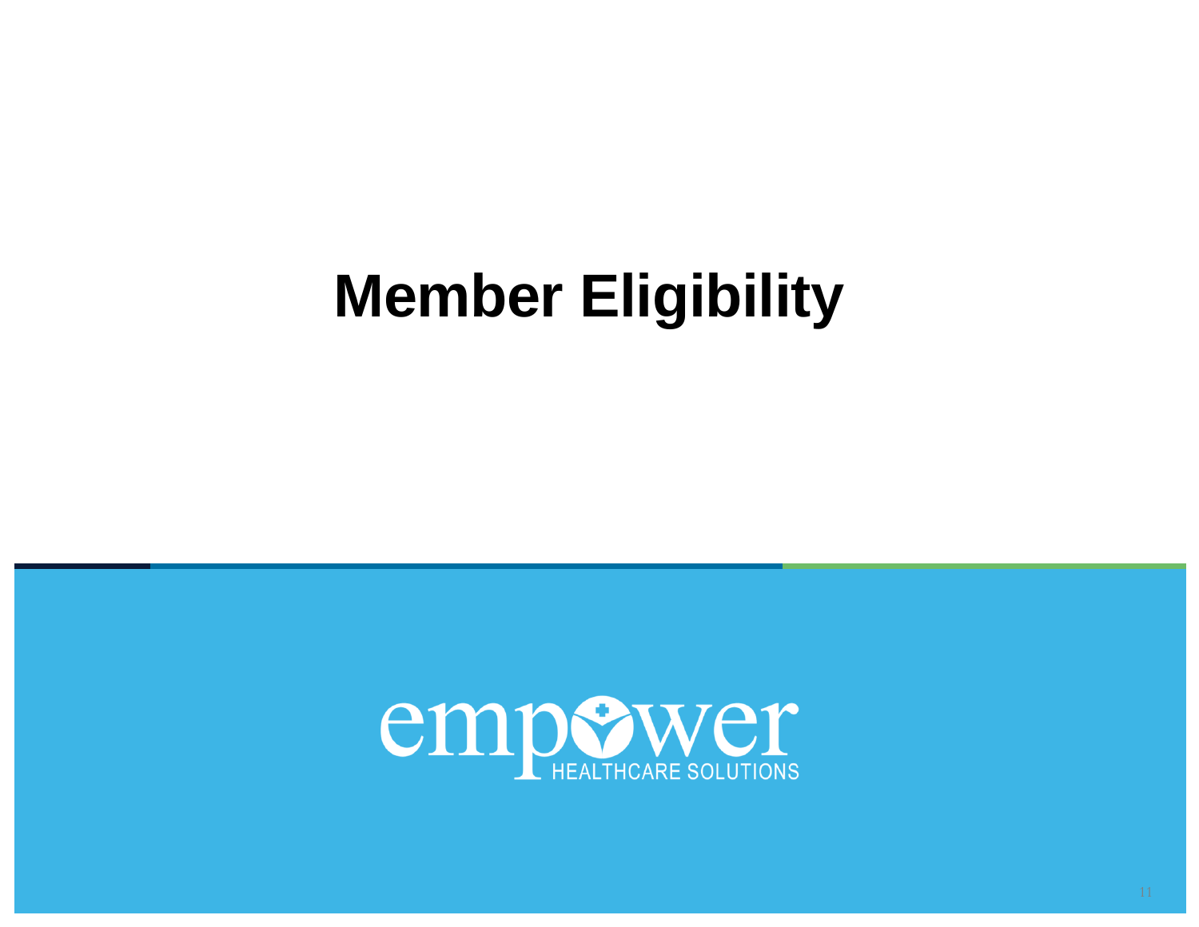# Member Eligibility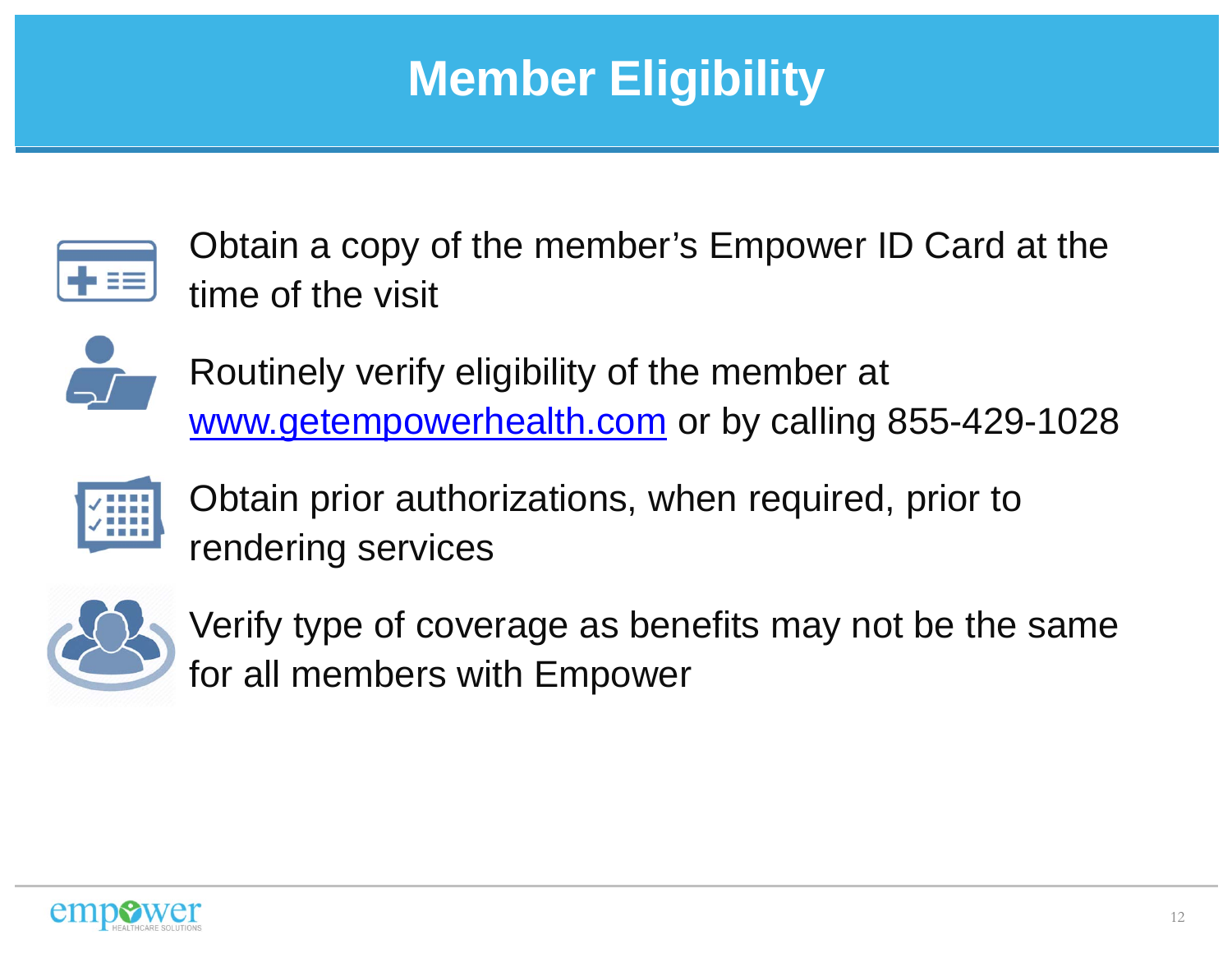# Member Eligibility

- Obtain a copy of the member's Empower ID Card at the time of the visit
- Routinely verify eligibility of the member at www.getempowerhealth.com or by calling 855-429-1028
- Obtain prior authorizations, when required, prior to rendering services
- Verify type of coverage as benefits may not be the same for all members with Empower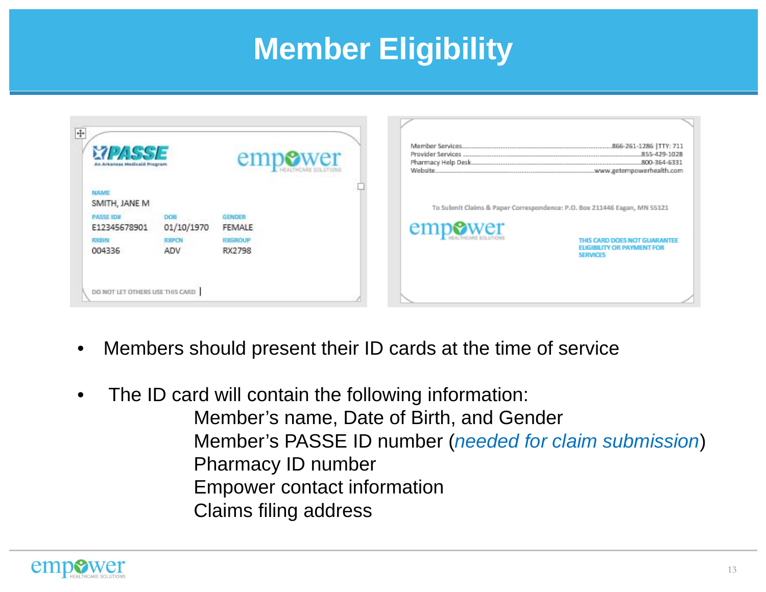# Member Eligibility

**PASSE** — An Arkansas Medicaid Program

**empower** HEALTHCARE SOLUTIONS

NAME
SMITH, JANE M

| PASSE ID# | DOB | GENDER |
| --- | --- | --- |
| E12345678901 | 01/10/1970 | FEMALE |
| **RXBIN** | **RXPCN** | **RXGROUP** |
| 004336 | ADV | RX2798 |

DO NOT LET OTHERS USE THIS CARD

Member Services.......................................866-261-1286 | TTY: 711
Provider Services.......................................855-429-1028
Pharmacy Help Desk.......................................800-364-6331
Website.......................................www.getempowerhealth.com

To Submit Claims & Paper Correspondence: P.O. Box 211446 Eagan, MN 55121

**empower** HEALTHCARE SOLUTIONS

THIS CARD DOES NOT GUARANTEE ELIGIBILITY OR PAYMENT FOR SERVICES

- Members should present their ID cards at the time of service
- The ID card will contain the following information:
  - Member's name, Date of Birth, and Gender
  - Member's PASSE ID number (*needed for claim submission*)
  - Pharmacy ID number
  - Empower contact information
  - Claims filing address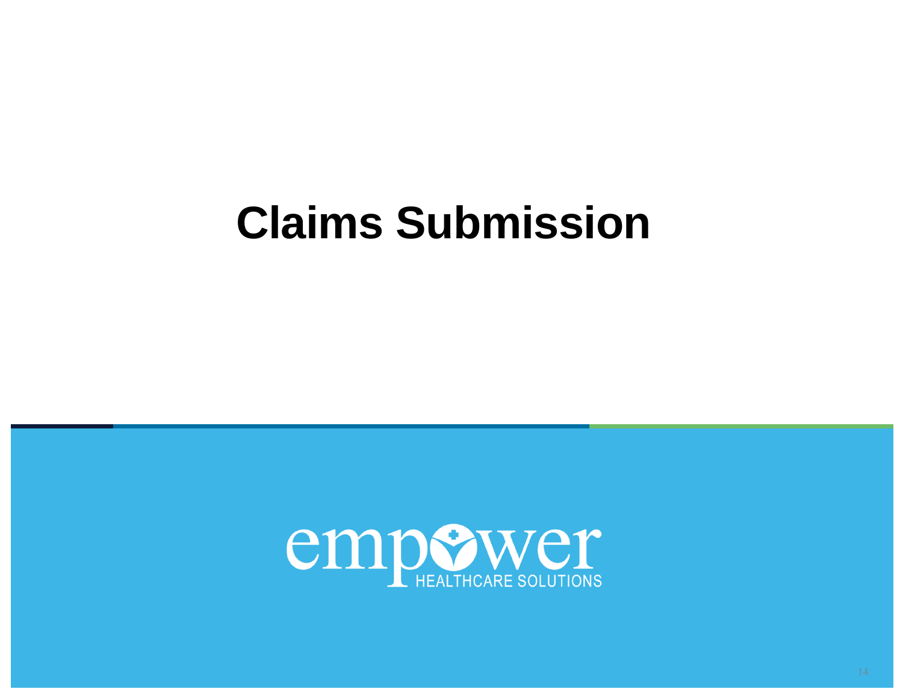# Claims Submission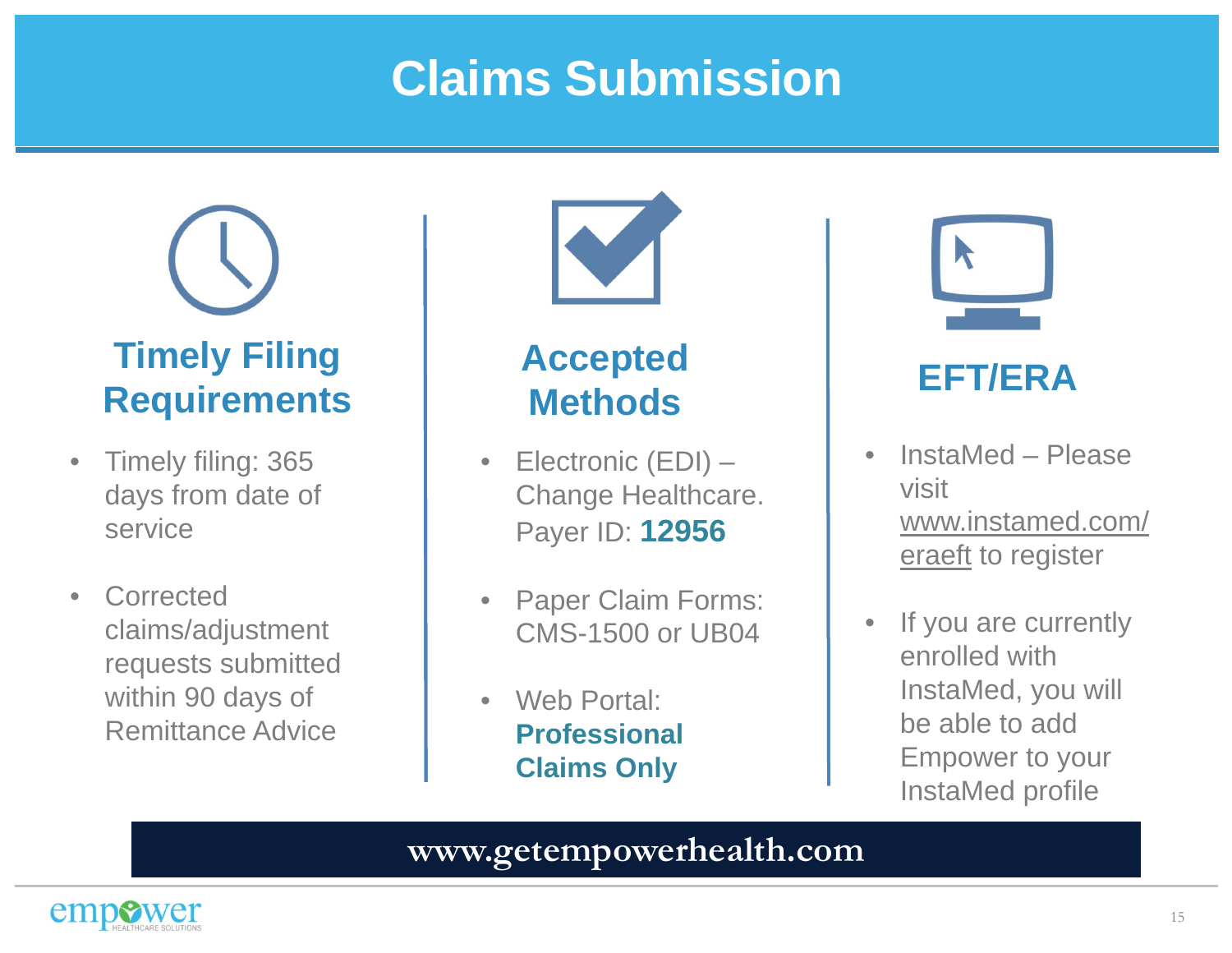# Claims Submission

## Timely Filing Requirements

- Timely filing: 365 days from date of service
- Corrected claims/adjustment requests submitted within 90 days of Remittance Advice

## Accepted Methods

- Electronic (EDI) – Change Healthcare. Payer ID: **12956**
- Paper Claim Forms: CMS-1500 or UB04
- Web Portal: **Professional Claims Only**

## EFT/ERA

- InstaMed – Please visit www.instamed.com/eraeft to register
- If you are currently enrolled with InstaMed, you will be able to add Empower to your InstaMed profile

**www.getempowerhealth.com**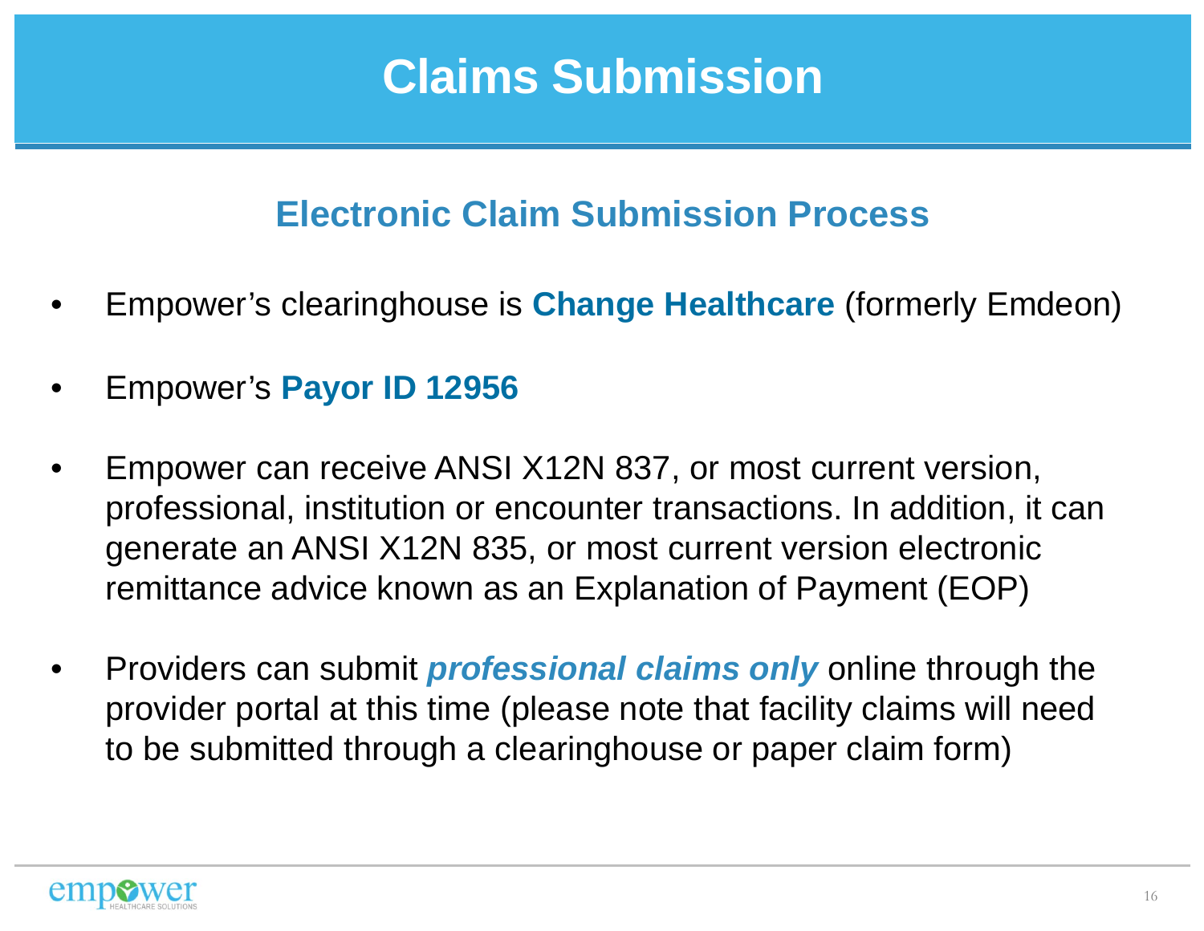# Claims Submission

## Electronic Claim Submission Process

- Empower's clearinghouse is **Change Healthcare** (formerly Emdeon)
- Empower's **Payor ID 12956**
- Empower can receive ANSI X12N 837, or most current version, professional, institution or encounter transactions. In addition, it can generate an ANSI X12N 835, or most current version electronic remittance advice known as an Explanation of Payment (EOP)
- Providers can submit ***professional claims only*** online through the provider portal at this time (please note that facility claims will need to be submitted through a clearinghouse or paper claim form)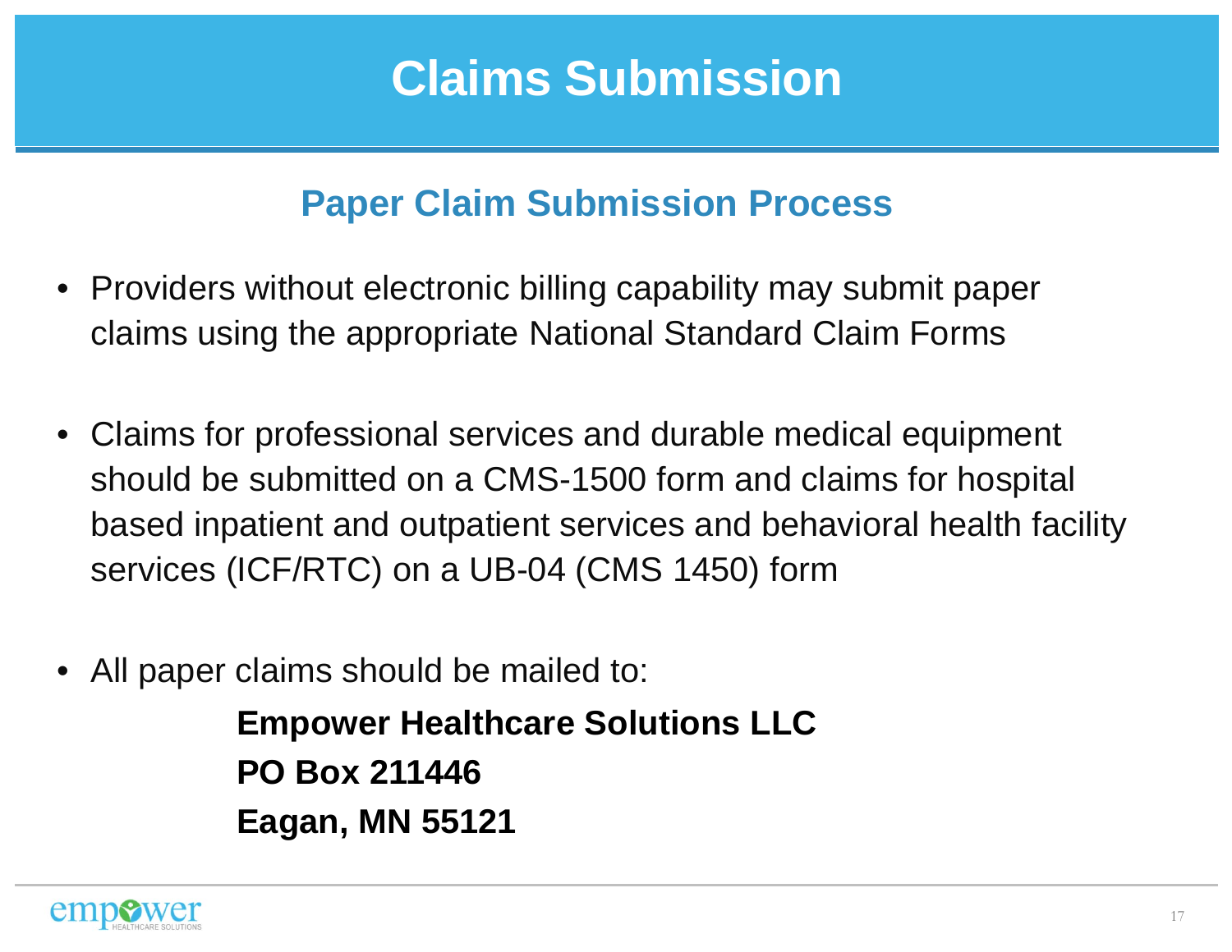# Claims Submission

## Paper Claim Submission Process

- Providers without electronic billing capability may submit paper claims using the appropriate National Standard Claim Forms

- Claims for professional services and durable medical equipment should be submitted on a CMS-1500 form and claims for hospital based inpatient and outpatient services and behavioral health facility services (ICF/RTC) on a UB-04 (CMS 1450) form

- All paper claims should be mailed to:

  **Empower Healthcare Solutions LLC**
  **PO Box 211446**
  **Eagan, MN 55121**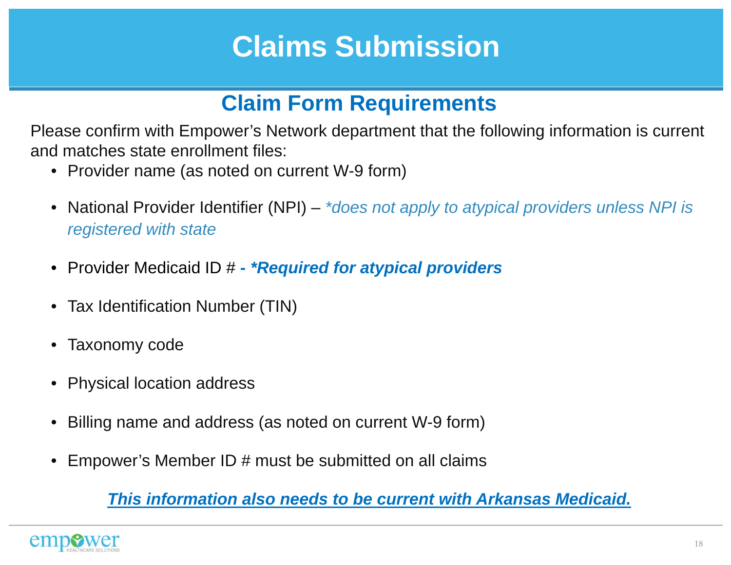# Claims Submission

## Claim Form Requirements

Please confirm with Empower's Network department that the following information is current and matches state enrollment files:

- Provider name (as noted on current W-9 form)
- National Provider Identifier (NPI) – *\*does not apply to atypical providers unless NPI is registered with state*
- Provider Medicaid ID # **- *\*Required for atypical providers***
- Tax Identification Number (TIN)
- Taxonomy code
- Physical location address
- Billing name and address (as noted on current W-9 form)
- Empower's Member ID # must be submitted on all claims

***This information also needs to be current with Arkansas Medicaid.***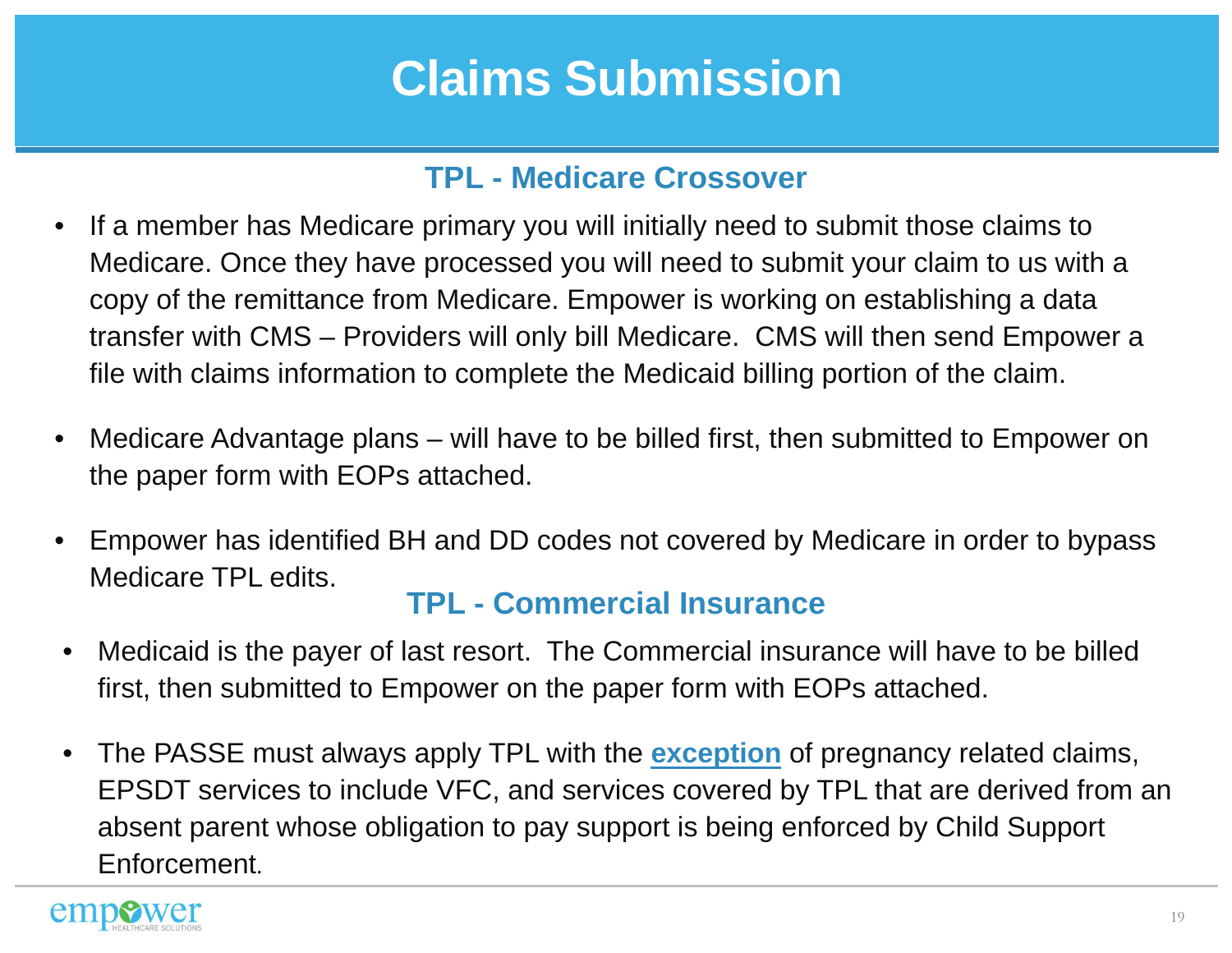# Claims Submission

## TPL - Medicare Crossover

- If a member has Medicare primary you will initially need to submit those claims to Medicare. Once they have processed you will need to submit your claim to us with a copy of the remittance from Medicare. Empower is working on establishing a data transfer with CMS – Providers will only bill Medicare. CMS will then send Empower a file with claims information to complete the Medicaid billing portion of the claim.
- Medicare Advantage plans – will have to be billed first, then submitted to Empower on the paper form with EOPs attached.
- Empower has identified BH and DD codes not covered by Medicare in order to bypass Medicare TPL edits.

## TPL - Commercial Insurance

- Medicaid is the payer of last resort. The Commercial insurance will have to be billed first, then submitted to Empower on the paper form with EOPs attached.
- The PASSE must always apply TPL with the **exception** of pregnancy related claims, EPSDT services to include VFC, and services covered by TPL that are derived from an absent parent whose obligation to pay support is being enforced by Child Support Enforcement.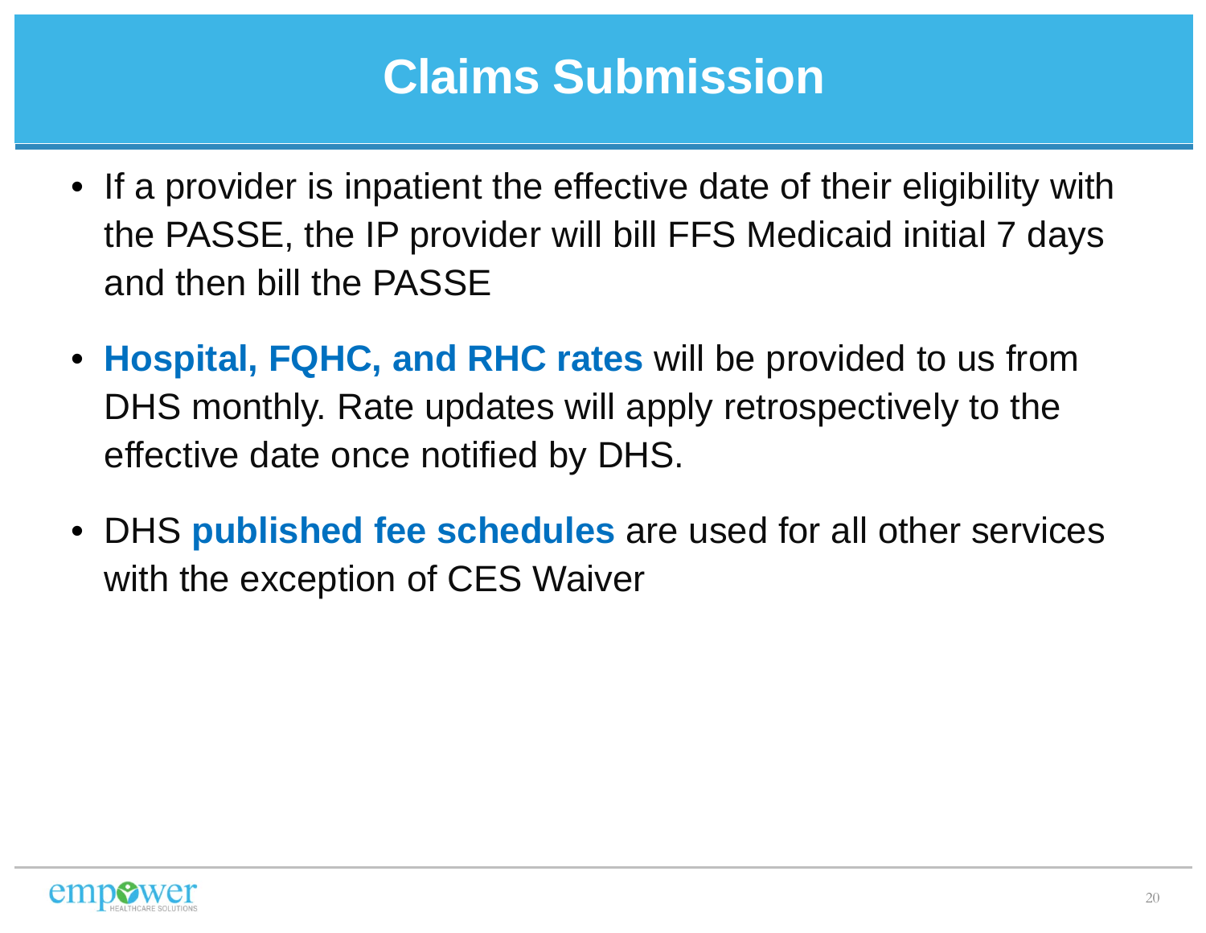# Claims Submission

- If a provider is inpatient the effective date of their eligibility with the PASSE, the IP provider will bill FFS Medicaid initial 7 days and then bill the PASSE
- **Hospital, FQHC, and RHC rates** will be provided to us from DHS monthly. Rate updates will apply retrospectively to the effective date once notified by DHS.
- DHS **published fee schedules** are used for all other services with the exception of CES Waiver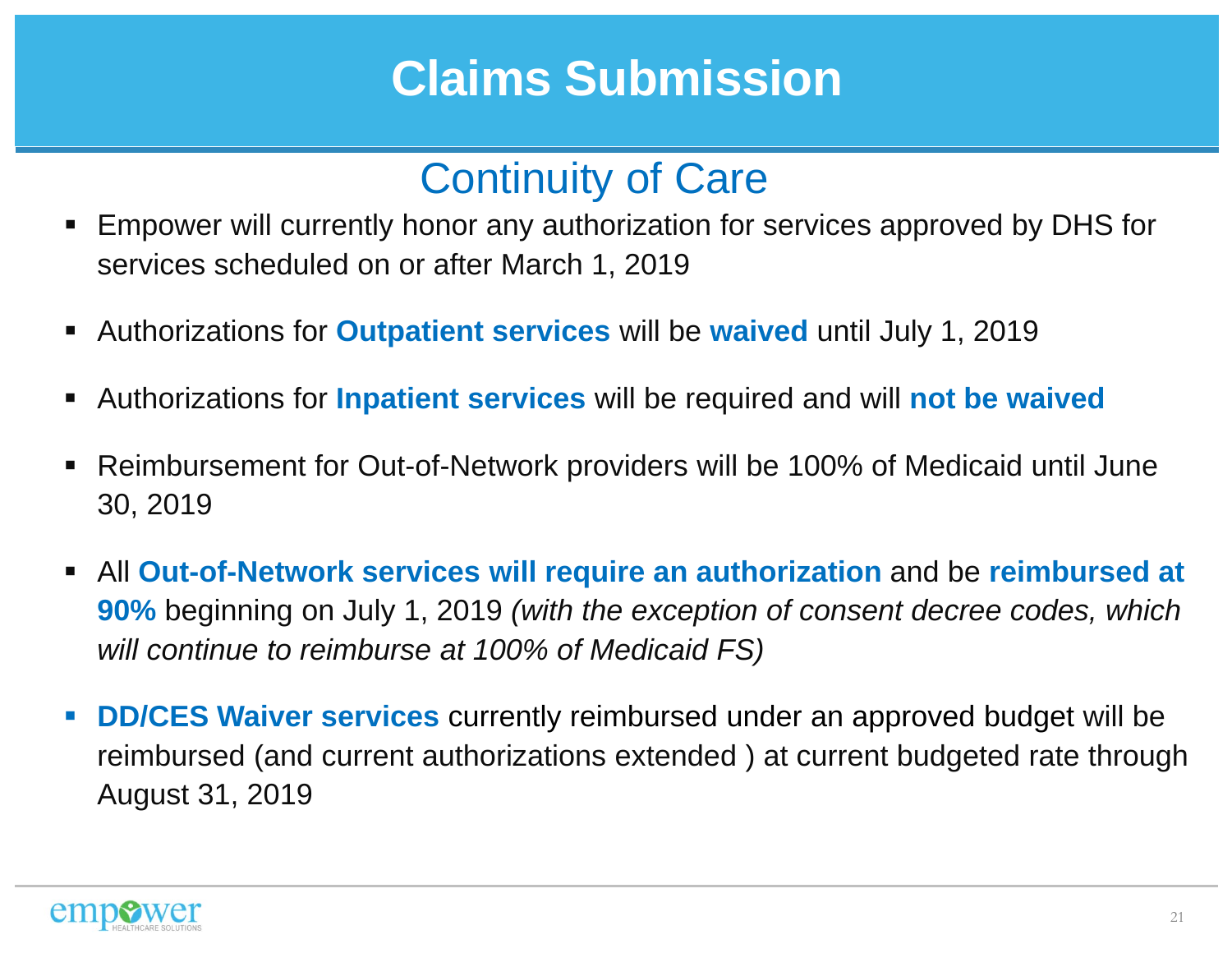# Claims Submission

## Continuity of Care

- Empower will currently honor any authorization for services approved by DHS for services scheduled on or after March 1, 2019
- Authorizations for **Outpatient services** will be **waived** until July 1, 2019
- Authorizations for **Inpatient services** will be required and will **not be waived**
- Reimbursement for Out-of-Network providers will be 100% of Medicaid until June 30, 2019
- All **Out-of-Network services will require an authorization** and be **reimbursed at 90%** beginning on July 1, 2019 *(with the exception of consent decree codes, which will continue to reimburse at 100% of Medicaid FS)*
- **DD/CES Waiver services** currently reimbursed under an approved budget will be reimbursed (and current authorizations extended ) at current budgeted rate through August 31, 2019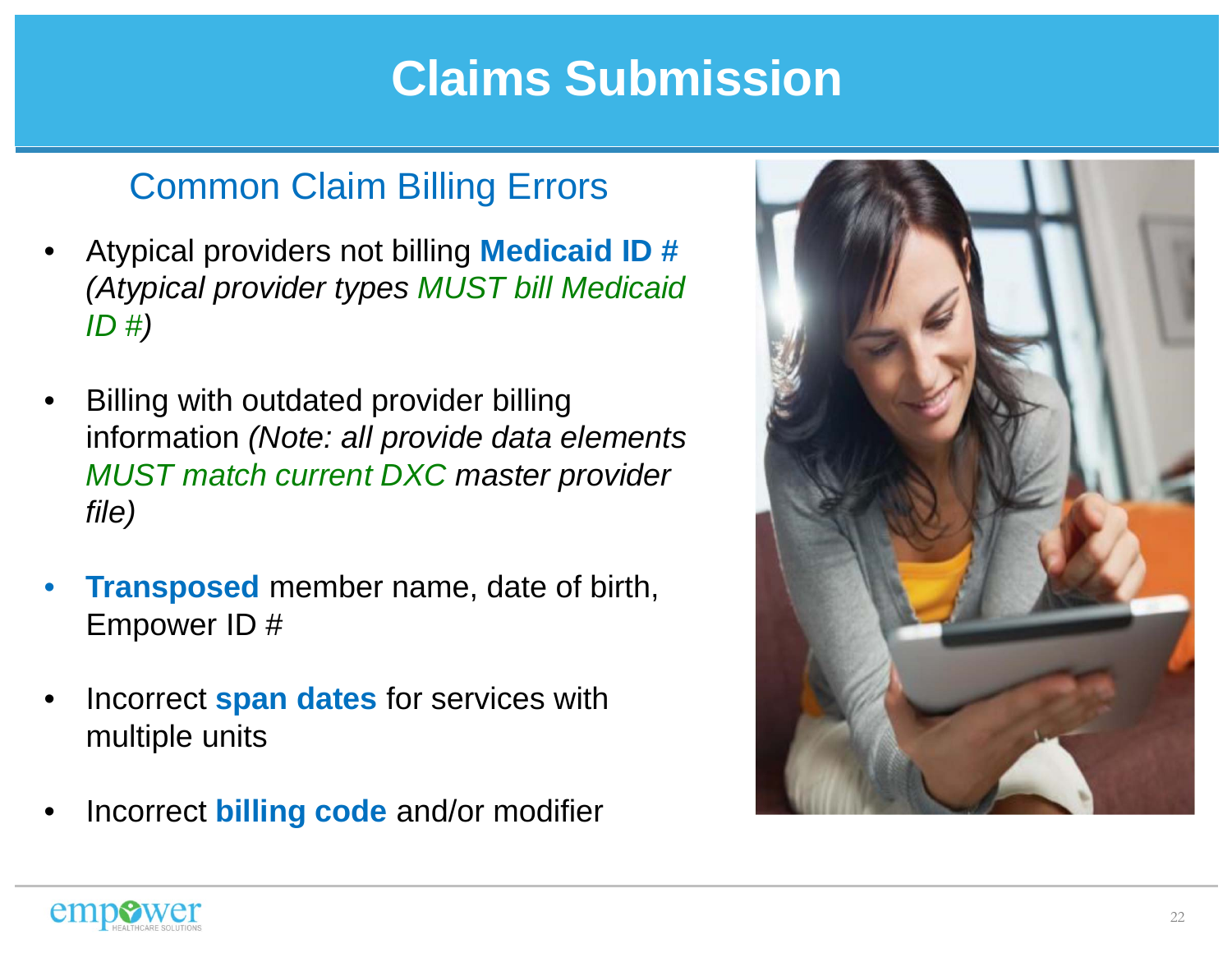# Claims Submission

## Common Claim Billing Errors

- Atypical providers not billing **Medicaid ID #** *(Atypical provider types MUST bill Medicaid ID #)*
- Billing with outdated provider billing information *(Note: all provide data elements MUST match current DXC master provider file)*
- **Transposed** member name, date of birth, Empower ID #
- Incorrect **span dates** for services with multiple units
- Incorrect **billing code** and/or modifier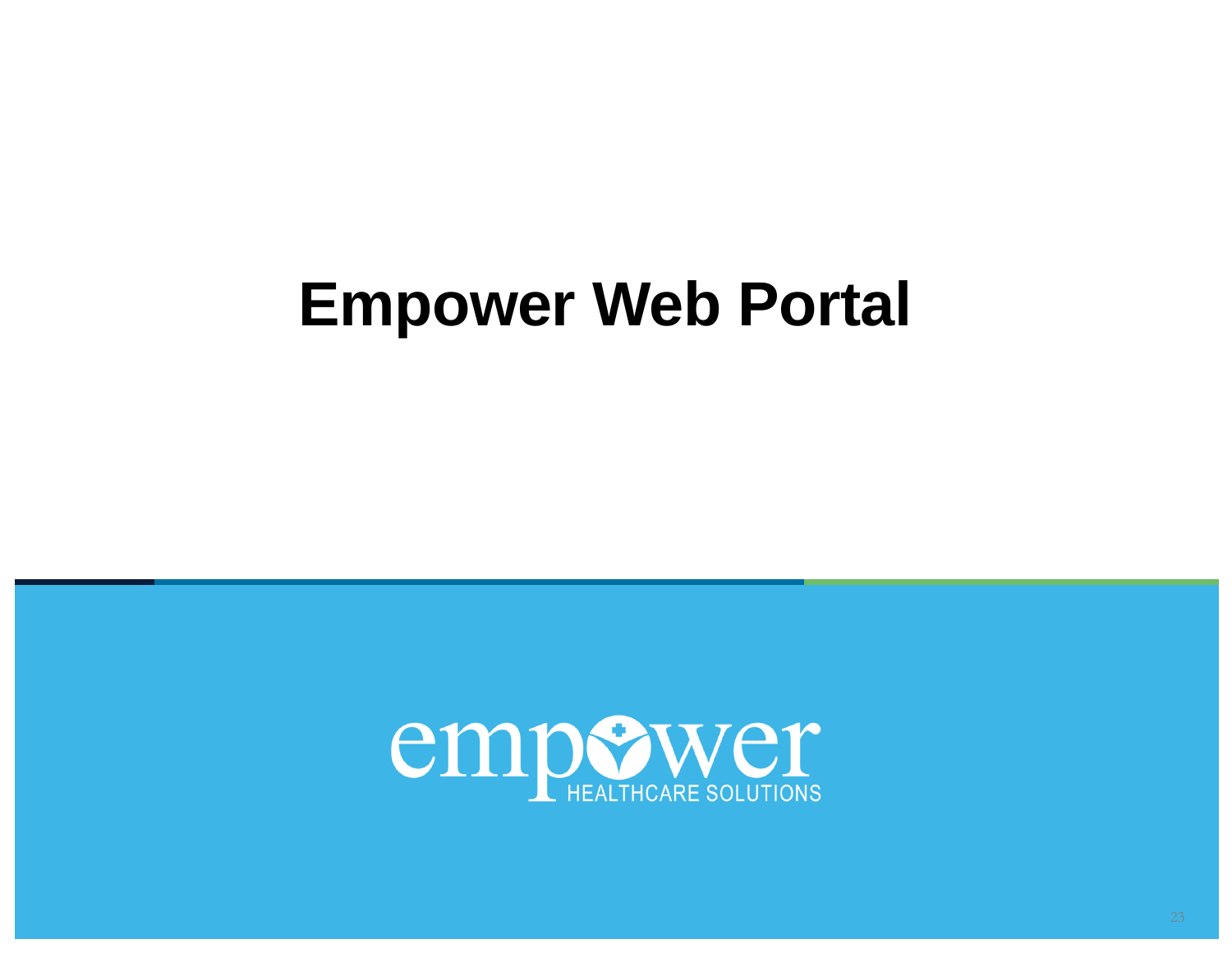# Empower Web Portal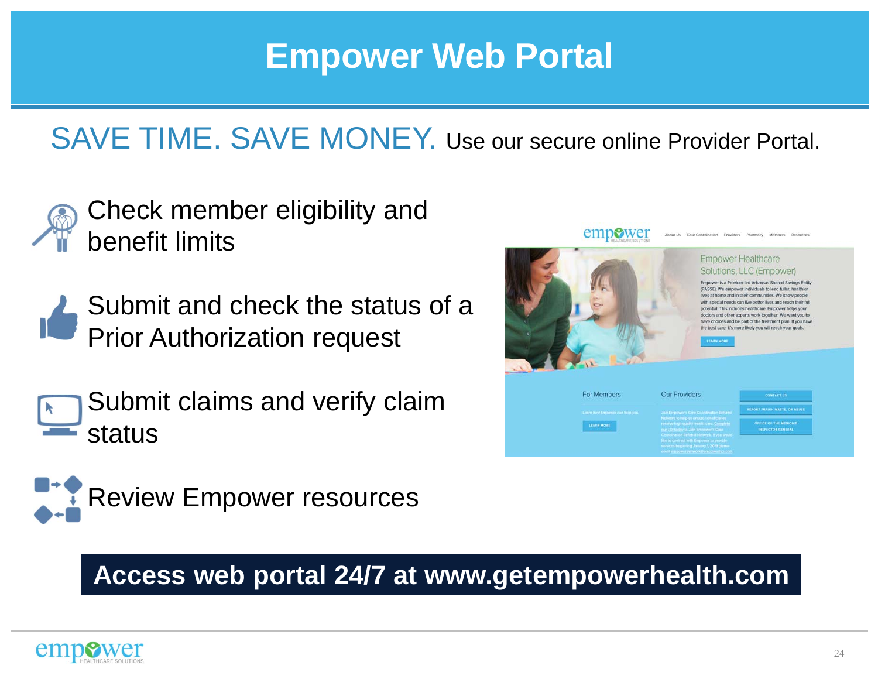# Empower Web Portal

SAVE TIME. SAVE MONEY. Use our secure online Provider Portal.

- Check member eligibility and benefit limits
- Submit and check the status of a Prior Authorization request
- Submit claims and verify claim status
- Review Empower resources

**Access web portal 24/7 at www.getempowerhealth.com**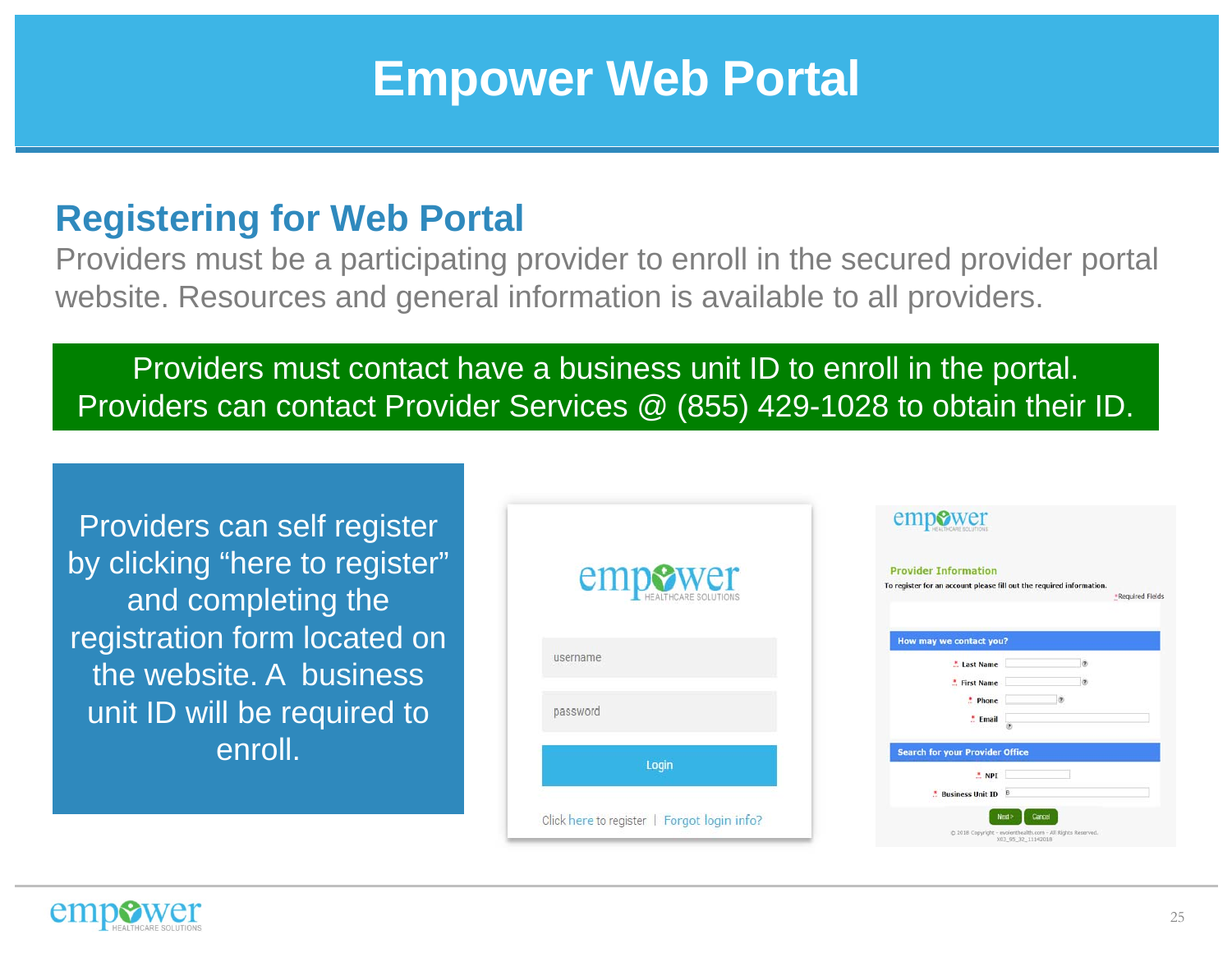# Empower Web Portal

## Registering for Web Portal

Providers must be a participating provider to enroll in the secured provider portal website. Resources and general information is available to all providers.

Providers must contact have a business unit ID to enroll in the portal. Providers can contact Provider Services @ (855) 429-1028 to obtain their ID.

Providers can self register by clicking "here to register" and completing the registration form located on the website. A business unit ID will be required to enroll.

empower HEALTHCARE SOLUTIONS

username

password

Login

Click here to register | Forgot login info?

empower HEALTHCARE SOLUTIONS

**Provider Information**

To register for an account please fill out the required information.

*Required Fields

**How may we contact you?**

* Last Name
* First Name
* Phone
* Email

**Search for your Provider Office**

* NPI
* Business Unit ID

Next > Cancel

© 2018 Copyright - evolenthealth.com - All Rights Reserved.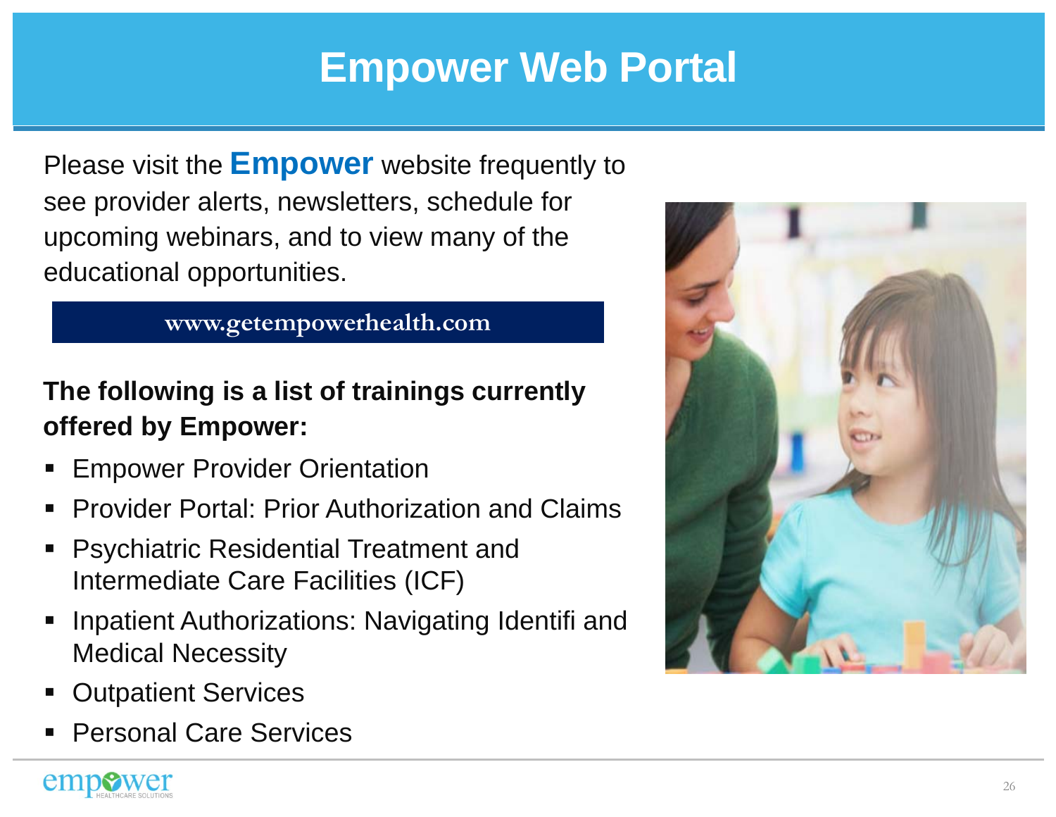# Empower Web Portal

Please visit the **Empower** website frequently to see provider alerts, newsletters, schedule for upcoming webinars, and to view many of the educational opportunities.

**www.getempowerhealth.com**

**The following is a list of trainings currently offered by Empower:**

- Empower Provider Orientation
- Provider Portal: Prior Authorization and Claims
- Psychiatric Residential Treatment and Intermediate Care Facilities (ICF)
- Inpatient Authorizations: Navigating Identifi and Medical Necessity
- Outpatient Services
- Personal Care Services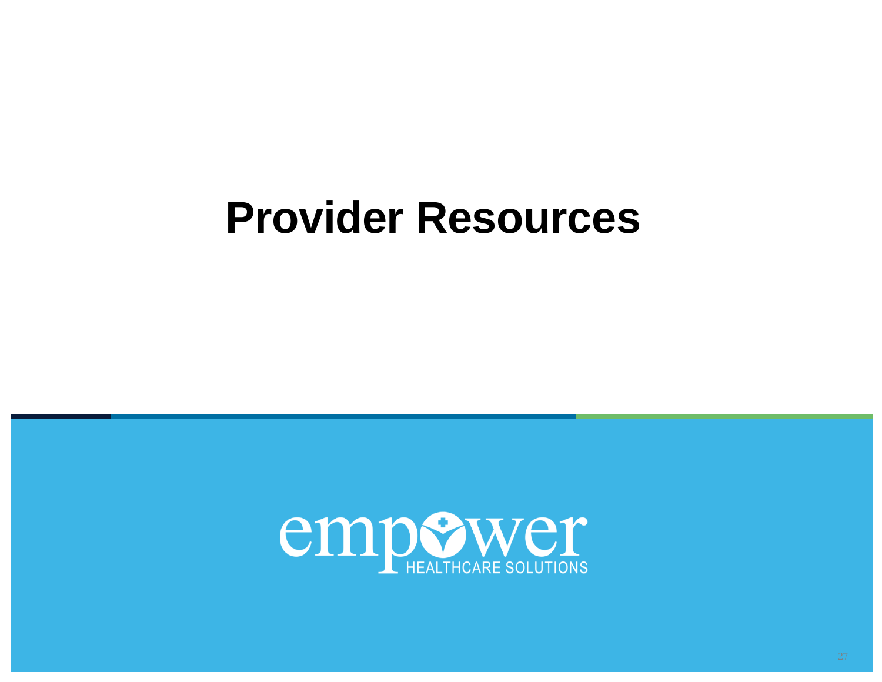# Provider Resources

empower
HEALTHCARE SOLUTIONS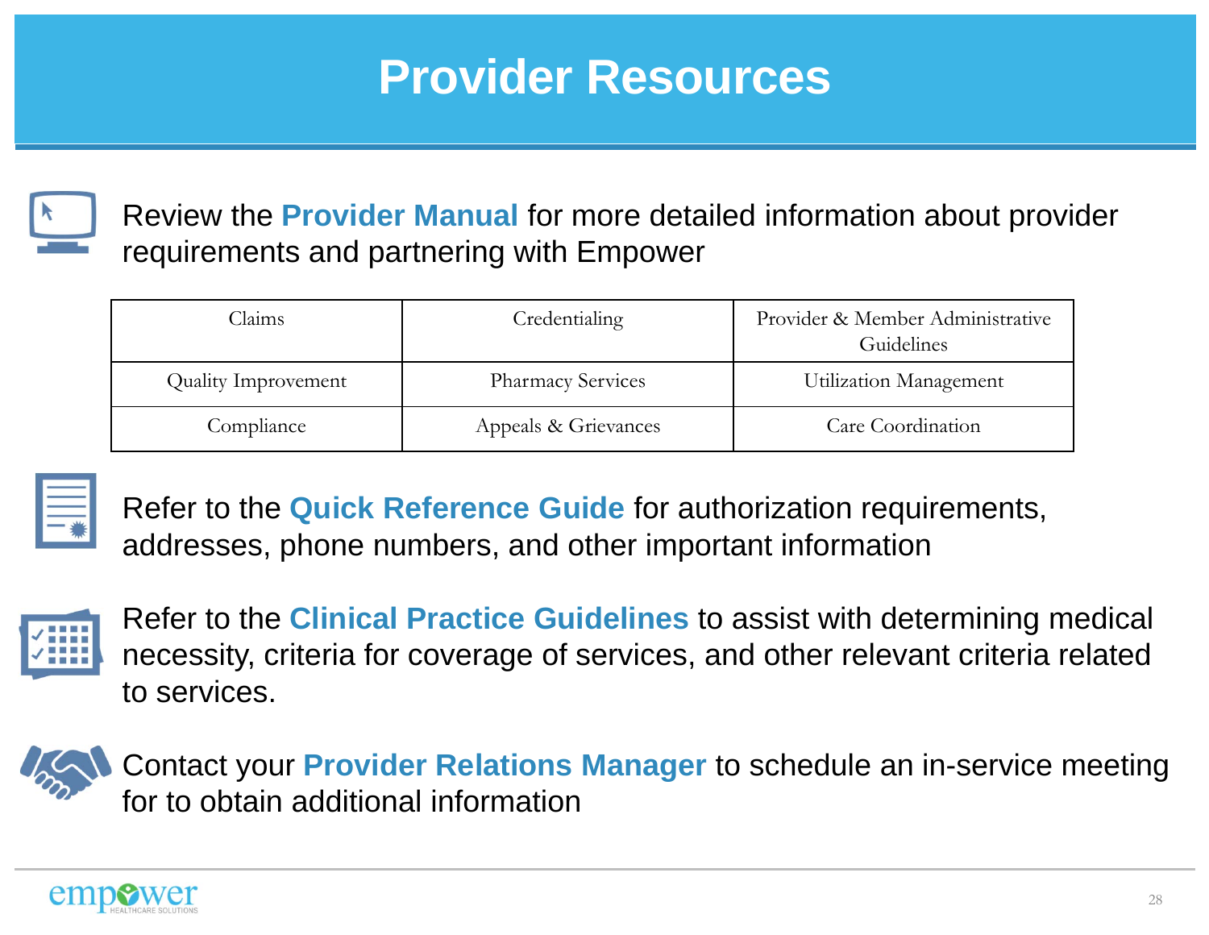# Provider Resources

Review the **Provider Manual** for more detailed information about provider requirements and partnering with Empower

| Claims | Credentialing | Provider & Member Administrative Guidelines |
|---|---|---|
| Quality Improvement | Pharmacy Services | Utilization Management |
| Compliance | Appeals & Grievances | Care Coordination |

Refer to the **Quick Reference Guide** for authorization requirements, addresses, phone numbers, and other important information

Refer to the **Clinical Practice Guidelines** to assist with determining medical necessity, criteria for coverage of services, and other relevant criteria related to services.

Contact your **Provider Relations Manager** to schedule an in-service meeting for to obtain additional information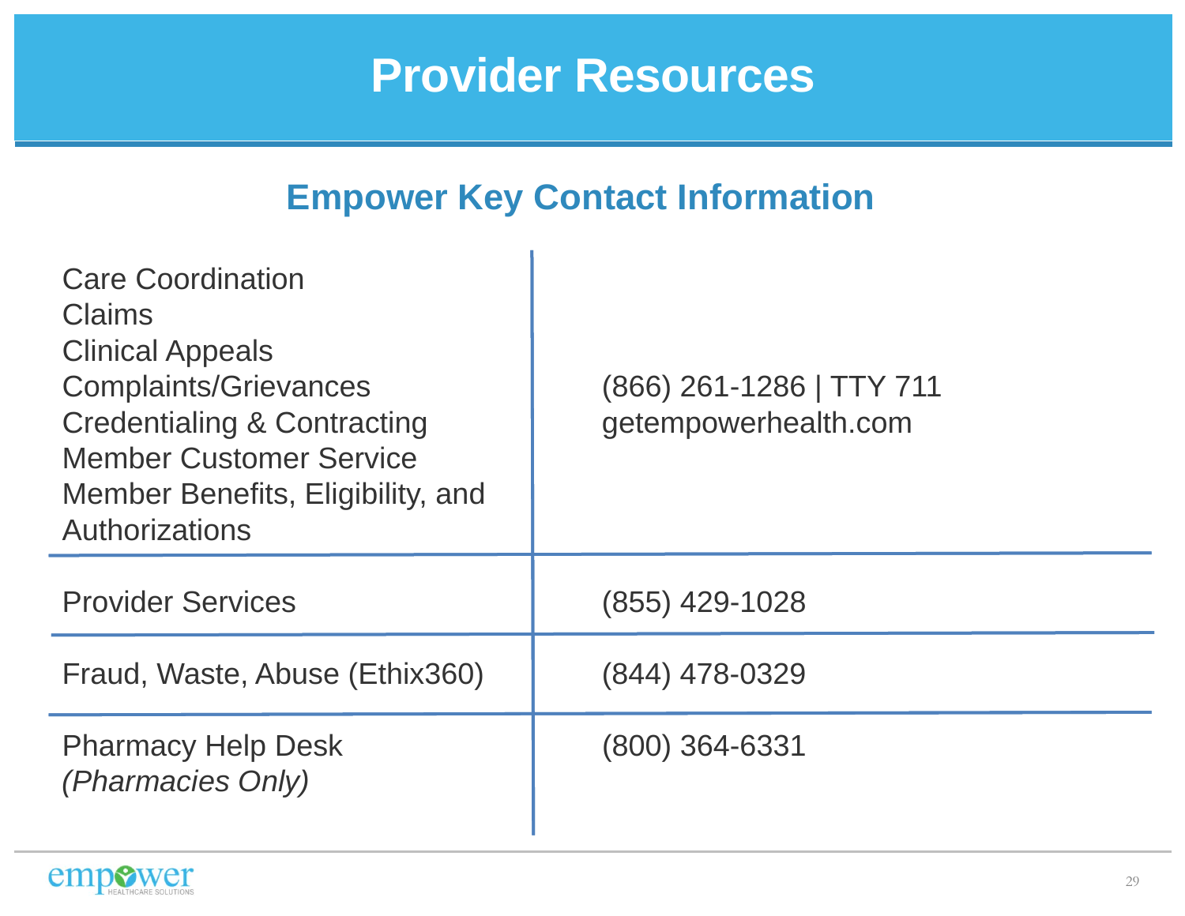# Provider Resources

## Empower Key Contact Information

| Department | Contact |
| --- | --- |
| Care Coordination<br>Claims<br>Clinical Appeals<br>Complaints/Grievances<br>Credentialing & Contracting<br>Member Customer Service<br>Member Benefits, Eligibility, and Authorizations | (866) 261-1286 \| TTY 711<br>getempowerhealth.com |
| Provider Services | (855) 429-1028 |
| Fraud, Waste, Abuse (Ethix360) | (844) 478-0329 |
| Pharmacy Help Desk<br>*(Pharmacies Only)* | (800) 364-6331 |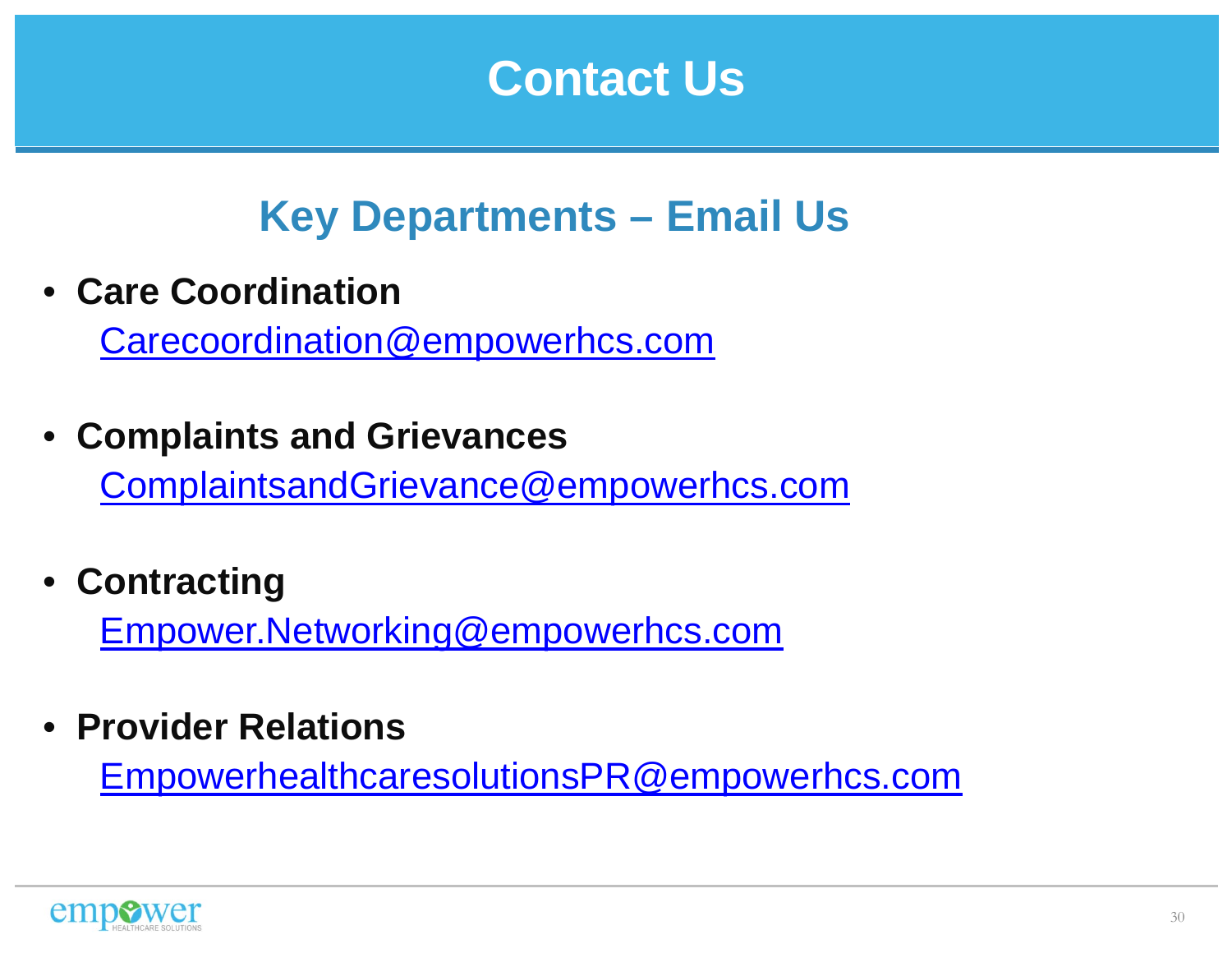# Contact Us

## Key Departments – Email Us

- **Care Coordination**
  Carecoordination@empowerhcs.com

- **Complaints and Grievances**
  ComplaintsandGrievance@empowerhcs.com

- **Contracting**
  Empower.Networking@empowerhcs.com

- **Provider Relations**
  EmpowerhealthcaresolutionsPR@empowerhcs.com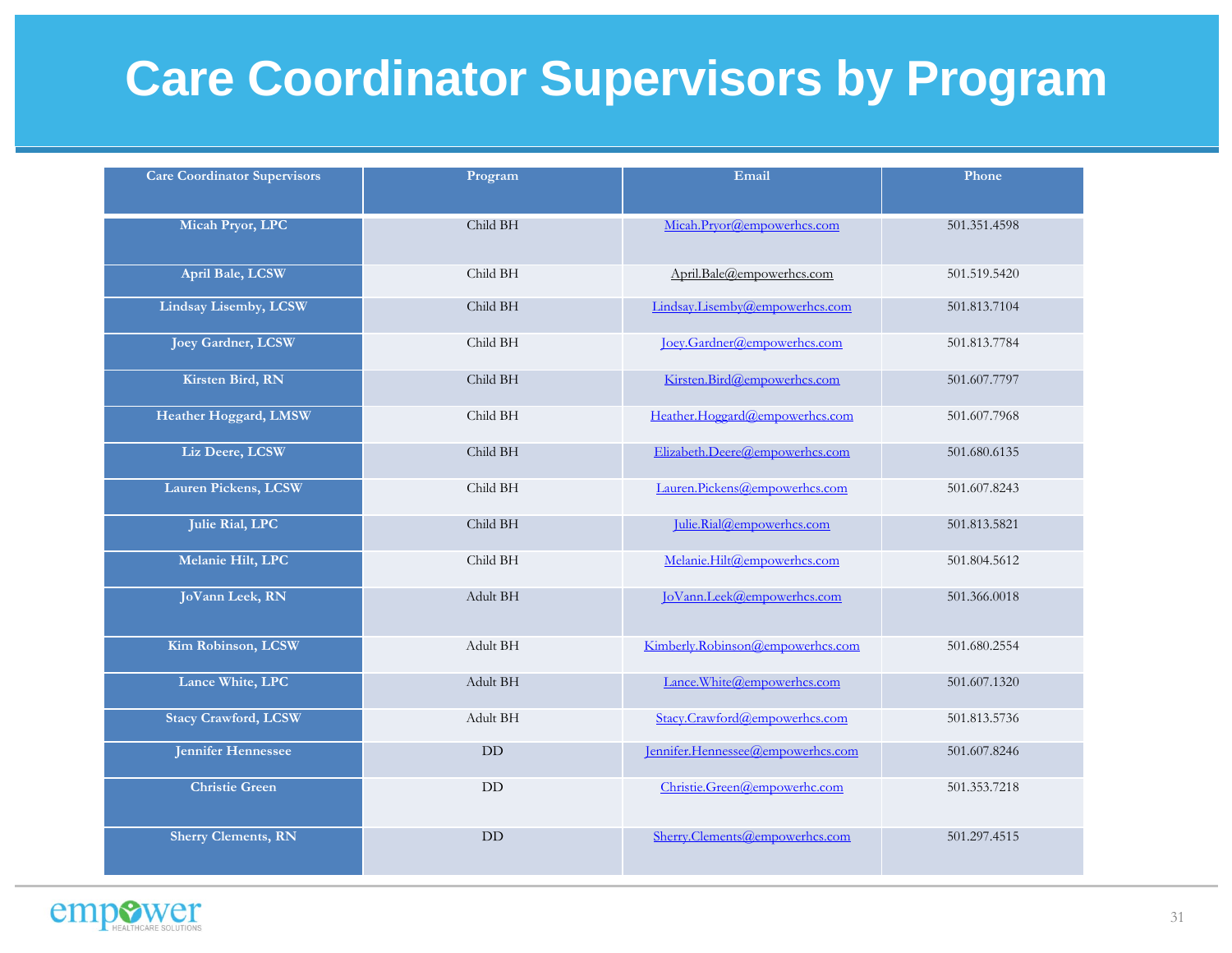# Care Coordinator Supervisors by Program

| Care Coordinator Supervisors | Program | Email | Phone |
|---|---|---|---|
| **Micah Pryor, LPC** | Child BH | Micah.Pryor@empowerhcs.com | 501.351.4598 |
| **April Bale, LCSW** | Child BH | April.Bale@empowerhcs.com | 501.519.5420 |
| **Lindsay Lisemby, LCSW** | Child BH | Lindsay.Lisemby@empowerhcs.com | 501.813.7104 |
| **Joey Gardner, LCSW** | Child BH | Joey.Gardner@empowerhcs.com | 501.813.7784 |
| **Kirsten Bird, RN** | Child BH | Kirsten.Bird@empowerhcs.com | 501.607.7797 |
| **Heather Hoggard, LMSW** | Child BH | Heather.Hoggard@empowerhcs.com | 501.607.7968 |
| **Liz Deere, LCSW** | Child BH | Elizabeth.Deere@empowerhcs.com | 501.680.6135 |
| **Lauren Pickens, LCSW** | Child BH | Lauren.Pickens@empowerhcs.com | 501.607.8243 |
| **Julie Rial, LPC** | Child BH | Julie.Rial@empowerhcs.com | 501.813.5821 |
| **Melanie Hilt, LPC** | Child BH | Melanie.Hilt@empowerhcs.com | 501.804.5612 |
| **JoVann Leek, RN** | Adult BH | JoVann.Leek@empowerhcs.com | 501.366.0018 |
| **Kim Robinson, LCSW** | Adult BH | Kimberly.Robinson@empowerhcs.com | 501.680.2554 |
| **Lance White, LPC** | Adult BH | Lance.White@empowerhcs.com | 501.607.1320 |
| **Stacy Crawford, LCSW** | Adult BH | Stacy.Crawford@empowerhcs.com | 501.813.5736 |
| **Jennifer Hennessee** | DD | Jennifer.Hennessee@empowerhcs.com | 501.607.8246 |
| **Christie Green** | DD | Christie.Green@empowerhc.com | 501.353.7218 |
| **Sherry Clements, RN** | DD | Sherry.Clements@empowerhcs.com | 501.297.4515 |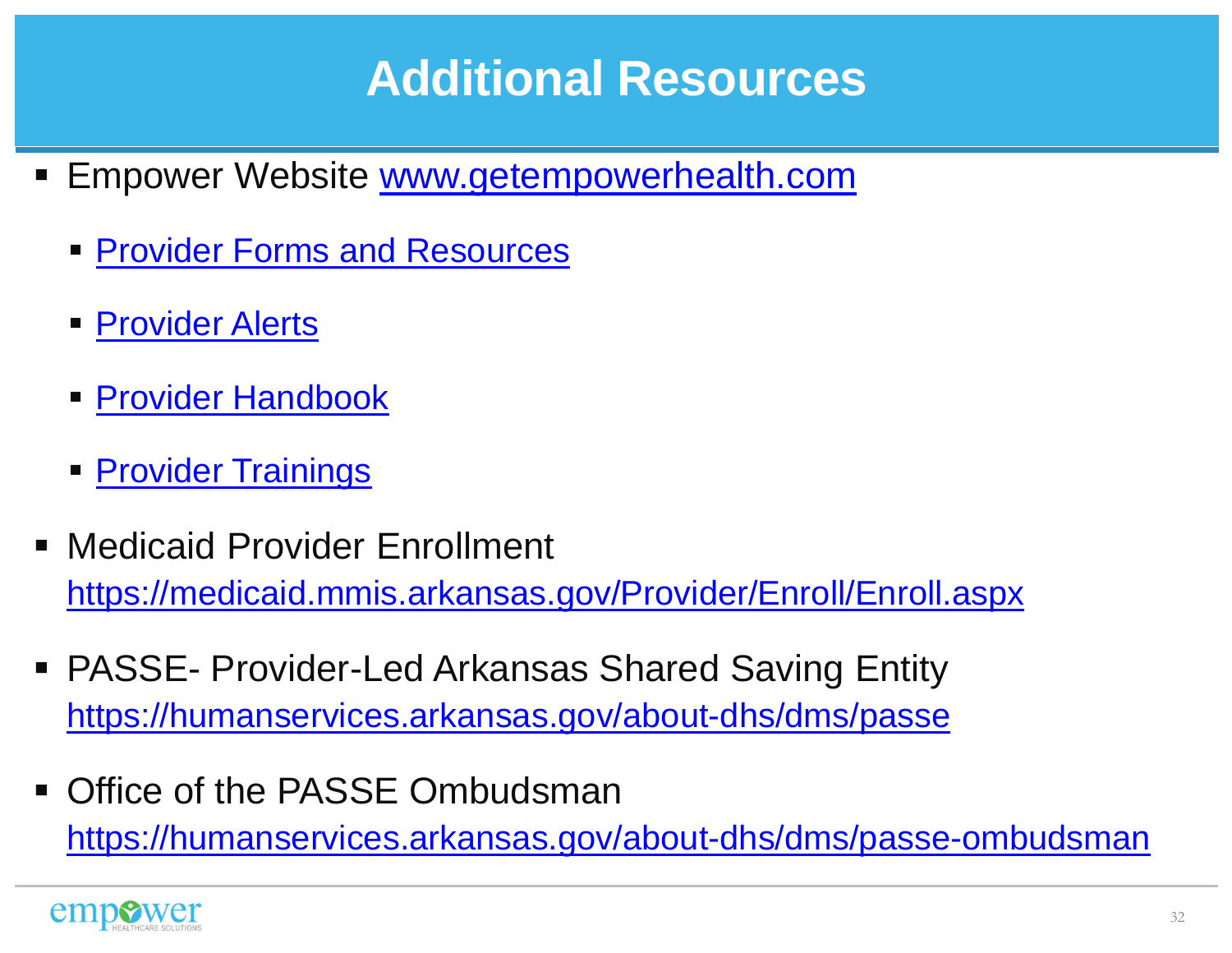# Additional Resources

- Empower Website www.getempowerhealth.com
  - Provider Forms and Resources
  - Provider Alerts
  - Provider Handbook
  - Provider Trainings
- Medicaid Provider Enrollment
  https://medicaid.mmis.arkansas.gov/Provider/Enroll/Enroll.aspx
- PASSE- Provider-Led Arkansas Shared Saving Entity
  https://humanservices.arkansas.gov/about-dhs/dms/passe
- Office of the PASSE Ombudsman
  https://humanservices.arkansas.gov/about-dhs/dms/passe-ombudsman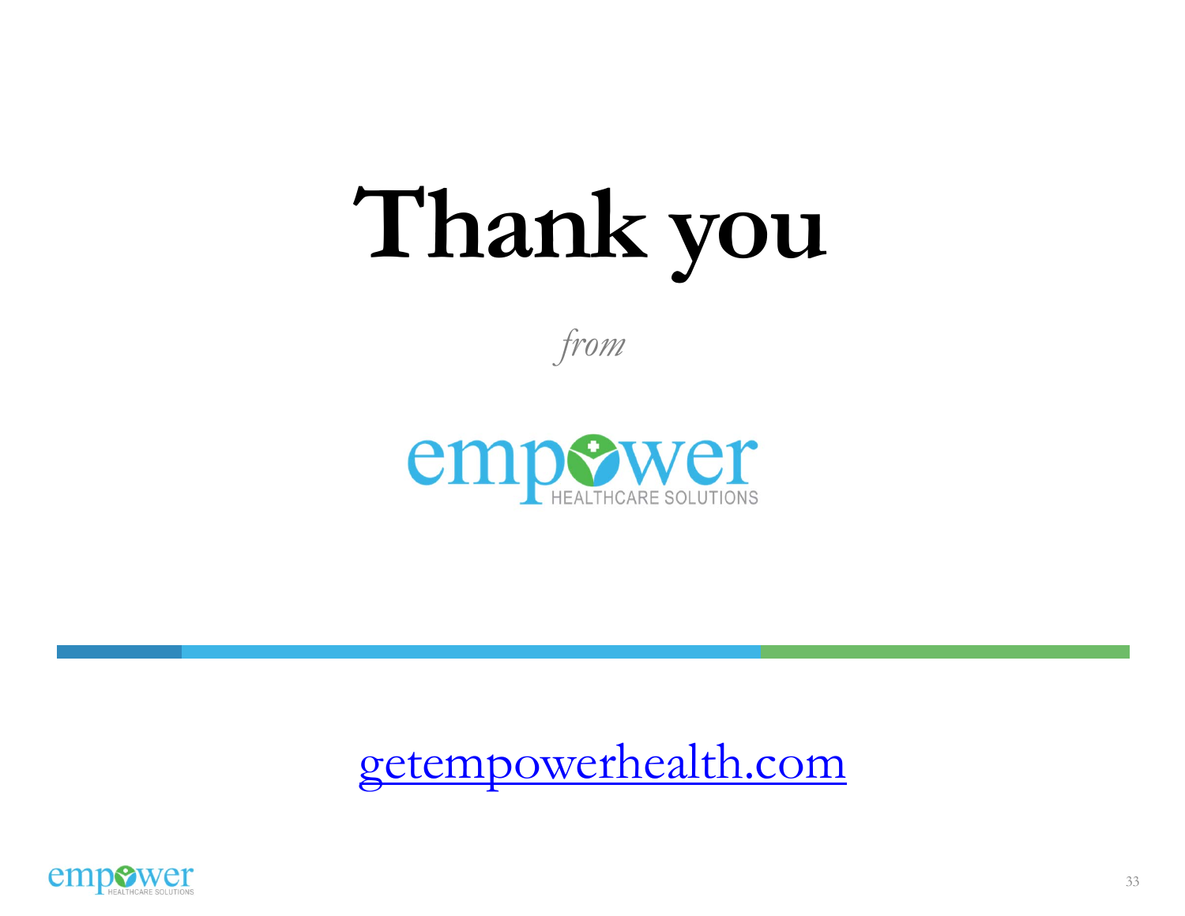# Thank you

*from*

empower
HEALTHCARE SOLUTIONS

[getempowerhealth.com](getempowerhealth.com)